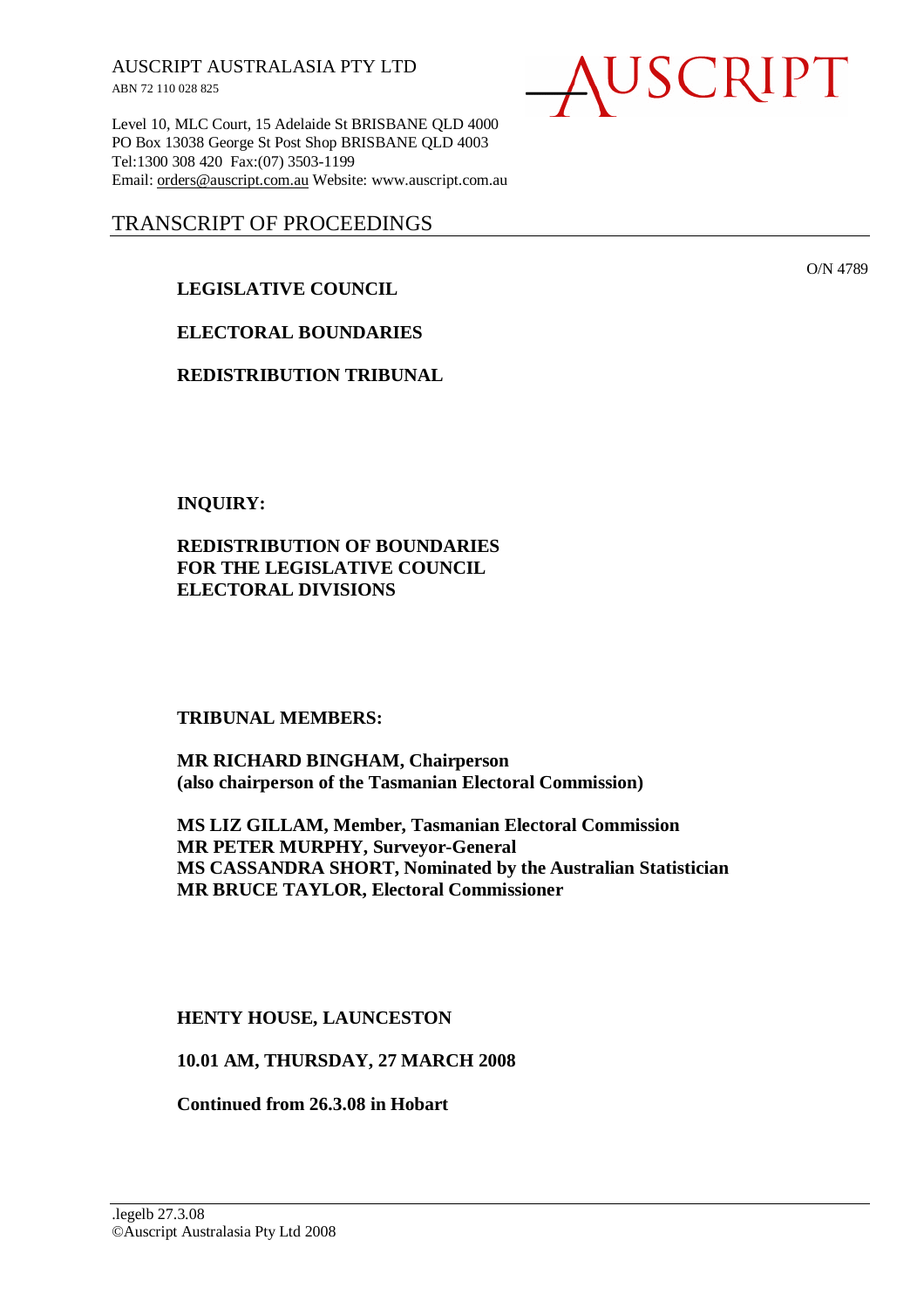AUSCRIPT AUSTRALASIA PTY LTD
ABN 72 110 028 825

Level 10, MLC Court, 15 Adelaide St BRISBANE QLD 4000
PO Box 13038 George St Post Shop BRISBANE QLD 4003
Tel:1300 308 420 Fax:(07) 3503-1199
Email: orders@auscript.com.au Website: www.auscript.com.au

AUSCRIPT

# TRANSCRIPT OF PROCEEDINGS

O/N 4789

**LEGISLATIVE COUNCIL**

**ELECTORAL BOUNDARIES**

**REDISTRIBUTION TRIBUNAL**

**INQUIRY:**

**REDISTRIBUTION OF BOUNDARIES FOR THE LEGISLATIVE COUNCIL ELECTORAL DIVISIONS**

**TRIBUNAL MEMBERS:**

**MR RICHARD BINGHAM, Chairperson (also chairperson of the Tasmanian Electoral Commission)**

**MS LIZ GILLAM, Member, Tasmanian Electoral Commission**
**MR PETER MURPHY, Surveyor-General**
**MS CASSANDRA SHORT, Nominated by the Australian Statistician**
**MR BRUCE TAYLOR, Electoral Commissioner**

**HENTY HOUSE, LAUNCESTON**

**10.01 AM, THURSDAY, 27 MARCH 2008**

**Continued from 26.3.08 in Hobart**

.legelb 27.3.08
©Auscript Australasia Pty Ltd 2008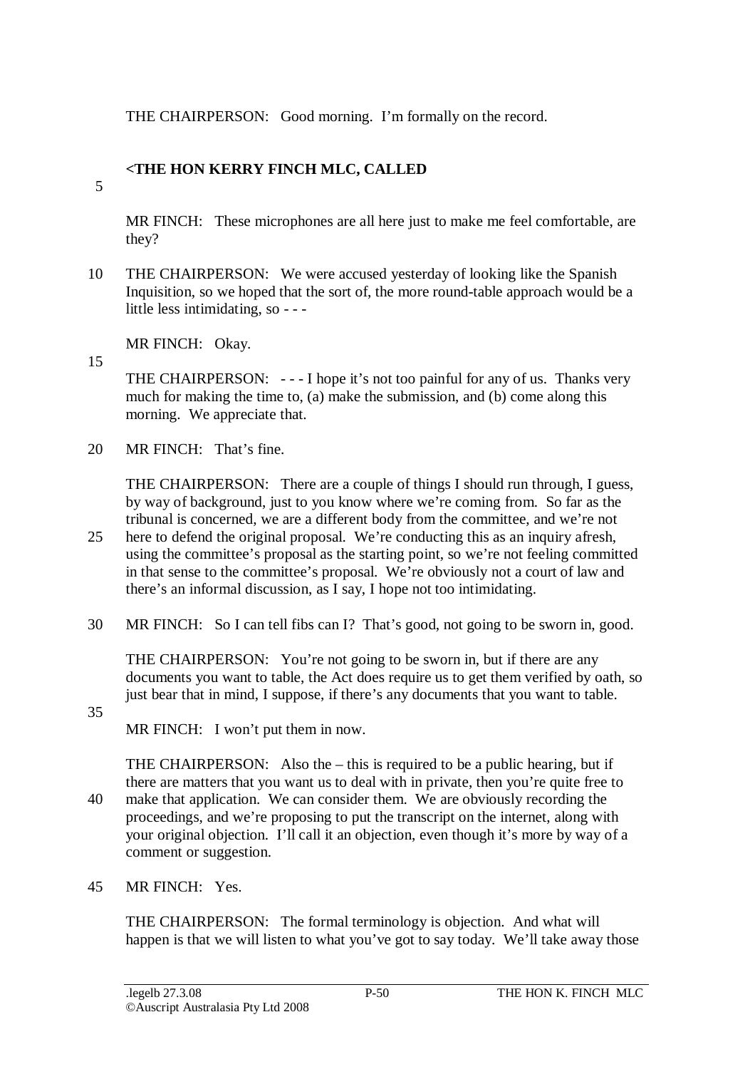THE CHAIRPERSON: Good morning. I'm formally on the record.

**<THE HON KERRY FINCH MLC, CALLED**

MR FINCH: These microphones are all here just to make me feel comfortable, are they?

THE CHAIRPERSON: We were accused yesterday of looking like the Spanish Inquisition, so we hoped that the sort of, the more round-table approach would be a little less intimidating, so - - -

MR FINCH: Okay.

THE CHAIRPERSON: - - - I hope it's not too painful for any of us. Thanks very much for making the time to, (a) make the submission, and (b) come along this morning. We appreciate that.

MR FINCH: That's fine.

THE CHAIRPERSON: There are a couple of things I should run through, I guess, by way of background, just to you know where we're coming from. So far as the tribunal is concerned, we are a different body from the committee, and we're not here to defend the original proposal. We're conducting this as an inquiry afresh, using the committee's proposal as the starting point, so we're not feeling committed in that sense to the committee's proposal. We're obviously not a court of law and there's an informal discussion, as I say, I hope not too intimidating.

MR FINCH: So I can tell fibs can I? That's good, not going to be sworn in, good.

THE CHAIRPERSON: You're not going to be sworn in, but if there are any documents you want to table, the Act does require us to get them verified by oath, so just bear that in mind, I suppose, if there's any documents that you want to table.

MR FINCH: I won't put them in now.

THE CHAIRPERSON: Also the – this is required to be a public hearing, but if there are matters that you want us to deal with in private, then you're quite free to make that application. We can consider them. We are obviously recording the proceedings, and we're proposing to put the transcript on the internet, along with your original objection. I'll call it an objection, even though it's more by way of a comment or suggestion.

MR FINCH: Yes.

THE CHAIRPERSON: The formal terminology is objection. And what will happen is that we will listen to what you've got to say today. We'll take away those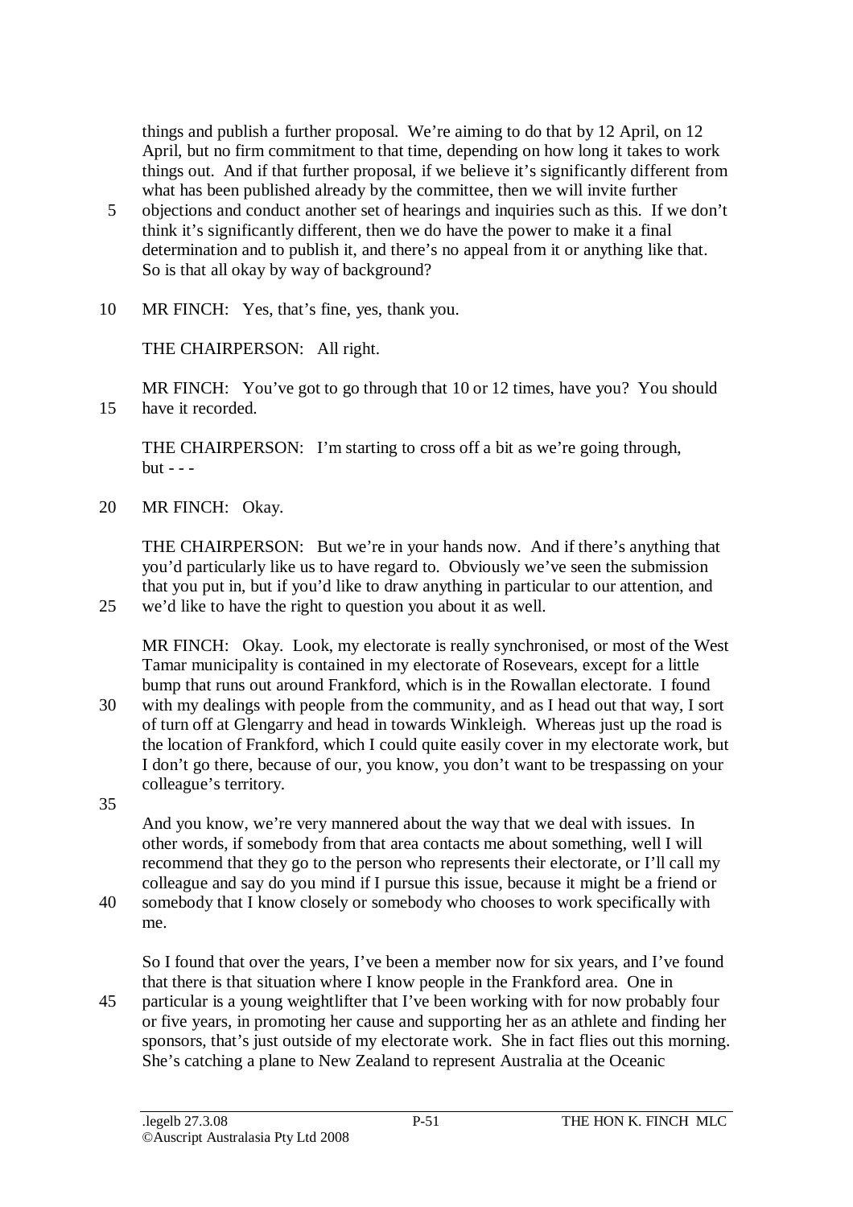things and publish a further proposal. We're aiming to do that by 12 April, on 12 April, but no firm commitment to that time, depending on how long it takes to work things out. And if that further proposal, if we believe it's significantly different from what has been published already by the committee, then we will invite further objections and conduct another set of hearings and inquiries such as this. If we don't think it's significantly different, then we do have the power to make it a final determination and to publish it, and there's no appeal from it or anything like that. So is that all okay by way of background?

MR FINCH: Yes, that's fine, yes, thank you.

THE CHAIRPERSON: All right.

MR FINCH: You've got to go through that 10 or 12 times, have you? You should have it recorded.

THE CHAIRPERSON: I'm starting to cross off a bit as we're going through, but - - -

MR FINCH: Okay.

THE CHAIRPERSON: But we're in your hands now. And if there's anything that you'd particularly like us to have regard to. Obviously we've seen the submission that you put in, but if you'd like to draw anything in particular to our attention, and we'd like to have the right to question you about it as well.

MR FINCH: Okay. Look, my electorate is really synchronised, or most of the West Tamar municipality is contained in my electorate of Rosevears, except for a little bump that runs out around Frankford, which is in the Rowallan electorate. I found with my dealings with people from the community, and as I head out that way, I sort of turn off at Glengarry and head in towards Winkleigh. Whereas just up the road is the location of Frankford, which I could quite easily cover in my electorate work, but I don't go there, because of our, you know, you don't want to be trespassing on your colleague's territory.

And you know, we're very mannered about the way that we deal with issues. In other words, if somebody from that area contacts me about something, well I will recommend that they go to the person who represents their electorate, or I'll call my colleague and say do you mind if I pursue this issue, because it might be a friend or somebody that I know closely or somebody who chooses to work specifically with me.

So I found that over the years, I've been a member now for six years, and I've found that there is that situation where I know people in the Frankford area. One in particular is a young weightlifter that I've been working with for now probably four or five years, in promoting her cause and supporting her as an athlete and finding her sponsors, that's just outside of my electorate work. She in fact flies out this morning. She's catching a plane to New Zealand to represent Australia at the Oceanic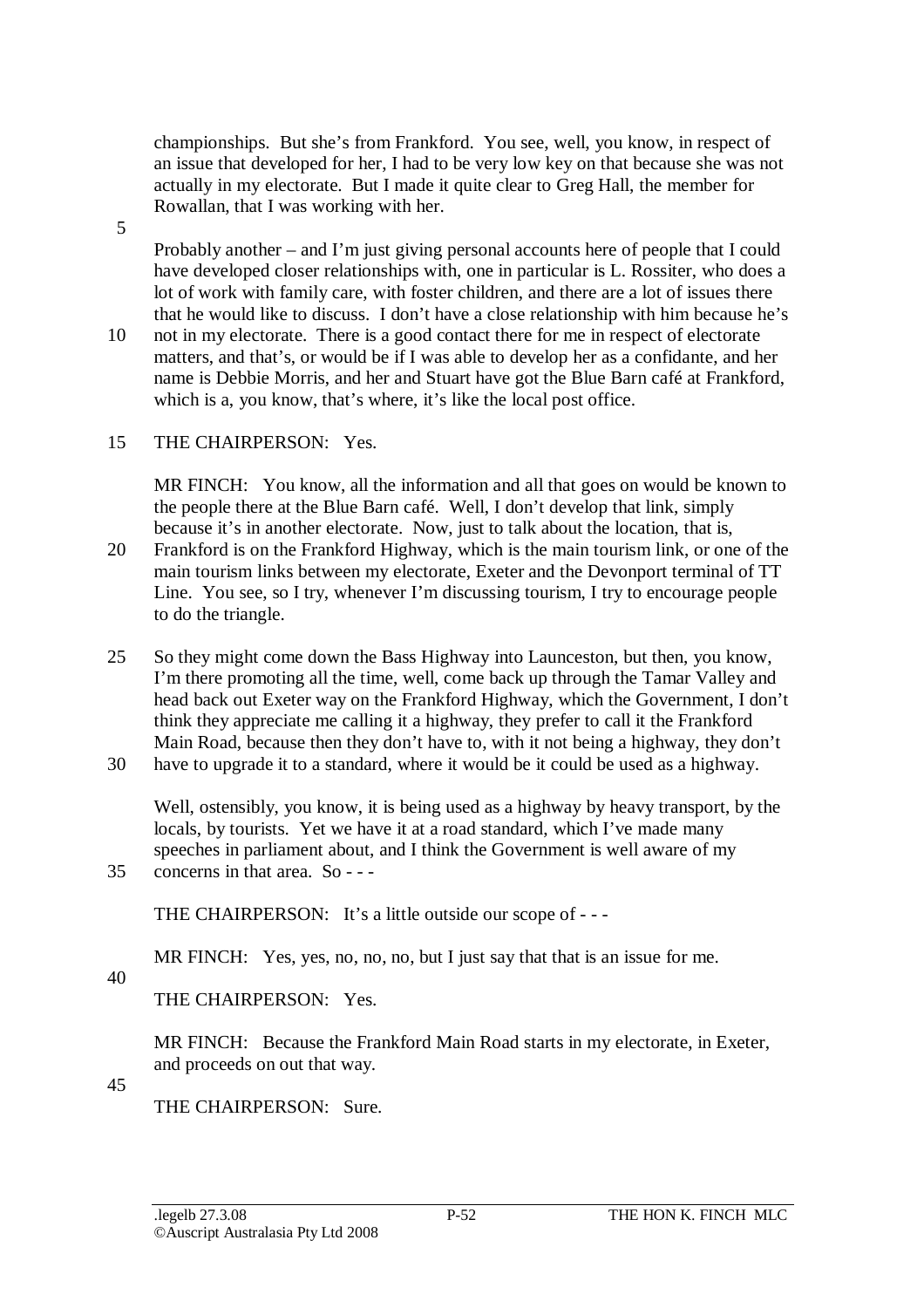championships. But she's from Frankford. You see, well, you know, in respect of an issue that developed for her, I had to be very low key on that because she was not actually in my electorate. But I made it quite clear to Greg Hall, the member for Rowallan, that I was working with her.

Probably another – and I'm just giving personal accounts here of people that I could have developed closer relationships with, one in particular is L. Rossiter, who does a lot of work with family care, with foster children, and there are a lot of issues there that he would like to discuss. I don't have a close relationship with him because he's not in my electorate. There is a good contact there for me in respect of electorate matters, and that's, or would be if I was able to develop her as a confidante, and her name is Debbie Morris, and her and Stuart have got the Blue Barn café at Frankford, which is a, you know, that's where, it's like the local post office.

THE CHAIRPERSON: Yes.

MR FINCH: You know, all the information and all that goes on would be known to the people there at the Blue Barn café. Well, I don't develop that link, simply because it's in another electorate. Now, just to talk about the location, that is, Frankford is on the Frankford Highway, which is the main tourism link, or one of the main tourism links between my electorate, Exeter and the Devonport terminal of TT Line. You see, so I try, whenever I'm discussing tourism, I try to encourage people to do the triangle.

So they might come down the Bass Highway into Launceston, but then, you know, I'm there promoting all the time, well, come back up through the Tamar Valley and head back out Exeter way on the Frankford Highway, which the Government, I don't think they appreciate me calling it a highway, they prefer to call it the Frankford Main Road, because then they don't have to, with it not being a highway, they don't have to upgrade it to a standard, where it would be it could be used as a highway.

Well, ostensibly, you know, it is being used as a highway by heavy transport, by the locals, by tourists. Yet we have it at a road standard, which I've made many speeches in parliament about, and I think the Government is well aware of my concerns in that area. So - - -

THE CHAIRPERSON: It's a little outside our scope of - - -

MR FINCH: Yes, yes, no, no, no, but I just say that that is an issue for me.

THE CHAIRPERSON: Yes.

MR FINCH: Because the Frankford Main Road starts in my electorate, in Exeter, and proceeds on out that way.

THE CHAIRPERSON: Sure.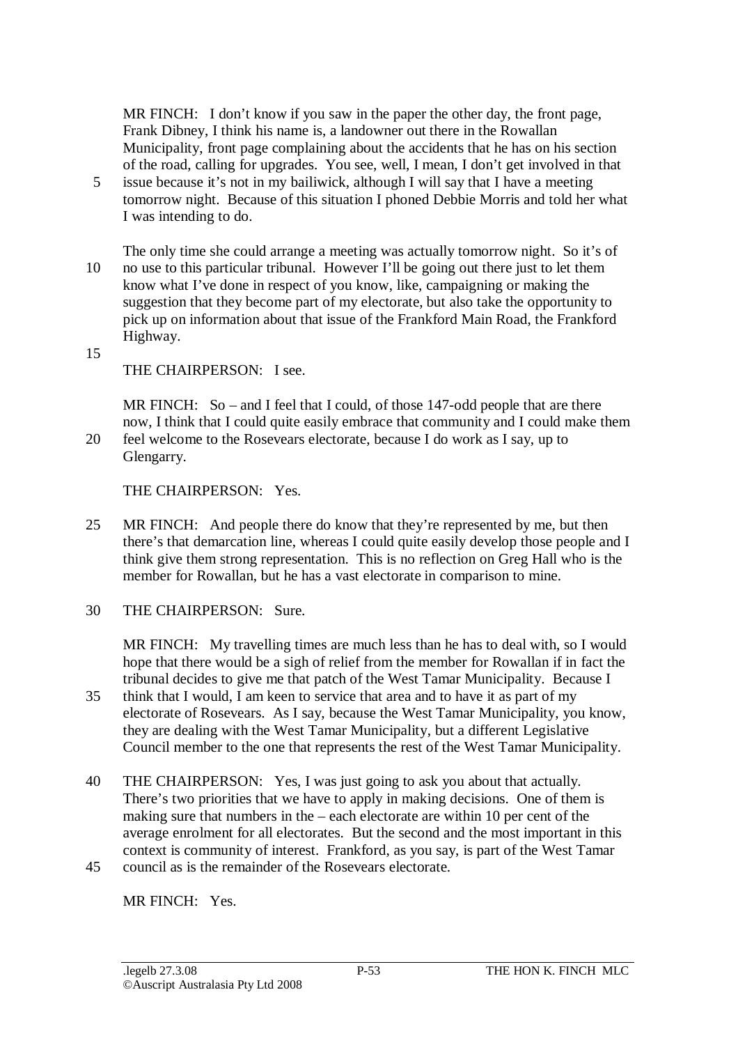MR FINCH: I don't know if you saw in the paper the other day, the front page, Frank Dibney, I think his name is, a landowner out there in the Rowallan Municipality, front page complaining about the accidents that he has on his section of the road, calling for upgrades. You see, well, I mean, I don't get involved in that issue because it's not in my bailiwick, although I will say that I have a meeting tomorrow night. Because of this situation I phoned Debbie Morris and told her what I was intending to do.

The only time she could arrange a meeting was actually tomorrow night. So it's of no use to this particular tribunal. However I'll be going out there just to let them know what I've done in respect of you know, like, campaigning or making the suggestion that they become part of my electorate, but also take the opportunity to pick up on information about that issue of the Frankford Main Road, the Frankford Highway.

THE CHAIRPERSON: I see.

MR FINCH: So – and I feel that I could, of those 147-odd people that are there now, I think that I could quite easily embrace that community and I could make them feel welcome to the Rosevears electorate, because I do work as I say, up to Glengarry.

THE CHAIRPERSON: Yes.

MR FINCH: And people there do know that they're represented by me, but then there's that demarcation line, whereas I could quite easily develop those people and I think give them strong representation. This is no reflection on Greg Hall who is the member for Rowallan, but he has a vast electorate in comparison to mine.

THE CHAIRPERSON: Sure.

MR FINCH: My travelling times are much less than he has to deal with, so I would hope that there would be a sigh of relief from the member for Rowallan if in fact the tribunal decides to give me that patch of the West Tamar Municipality. Because I think that I would, I am keen to service that area and to have it as part of my electorate of Rosevears. As I say, because the West Tamar Municipality, you know, they are dealing with the West Tamar Municipality, but a different Legislative Council member to the one that represents the rest of the West Tamar Municipality.

THE CHAIRPERSON: Yes, I was just going to ask you about that actually. There's two priorities that we have to apply in making decisions. One of them is making sure that numbers in the – each electorate are within 10 per cent of the average enrolment for all electorates. But the second and the most important in this context is community of interest. Frankford, as you say, is part of the West Tamar council as is the remainder of the Rosevears electorate.

MR FINCH: Yes.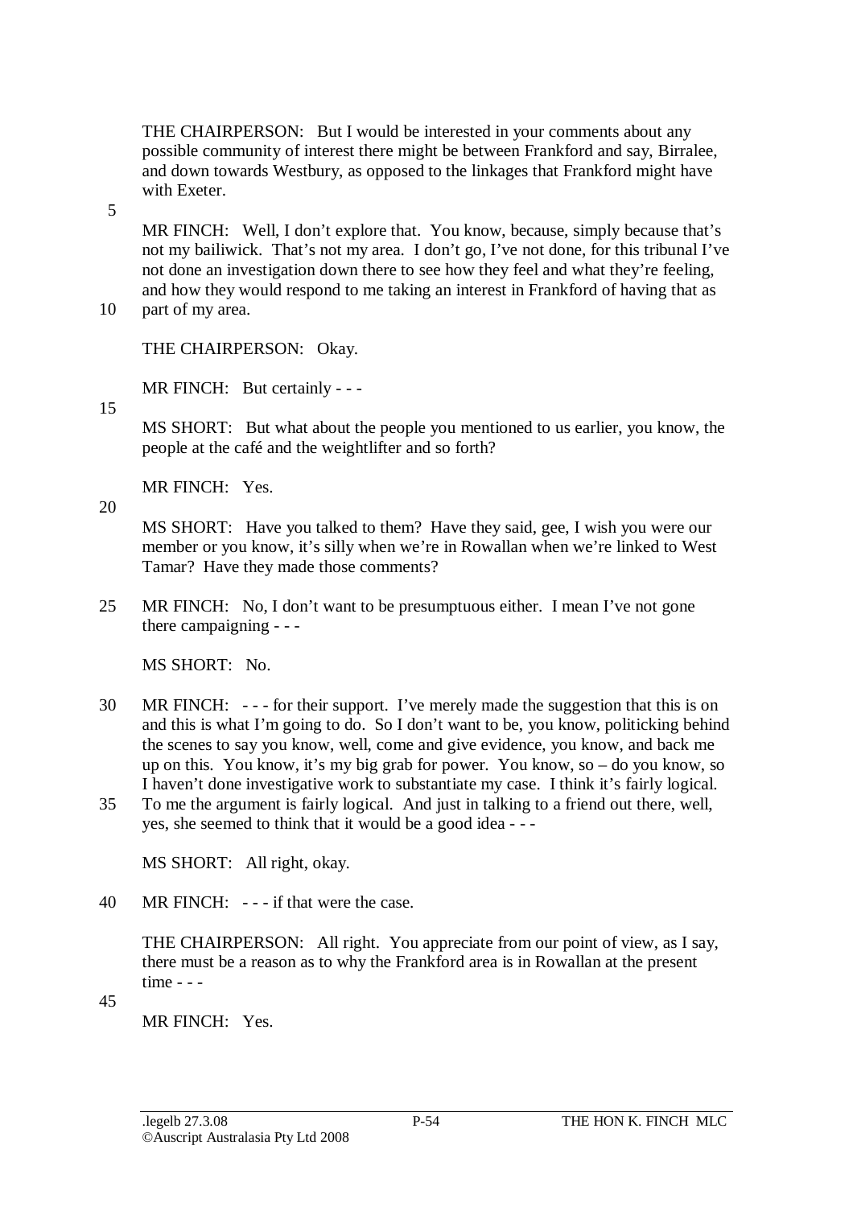THE CHAIRPERSON: But I would be interested in your comments about any possible community of interest there might be between Frankford and say, Birralee, and down towards Westbury, as opposed to the linkages that Frankford might have with Exeter.

MR FINCH: Well, I don't explore that. You know, because, simply because that's not my bailiwick. That's not my area. I don't go, I've not done, for this tribunal I've not done an investigation down there to see how they feel and what they're feeling, and how they would respond to me taking an interest in Frankford of having that as part of my area.

THE CHAIRPERSON: Okay.

MR FINCH: But certainly - - -

MS SHORT: But what about the people you mentioned to us earlier, you know, the people at the café and the weightlifter and so forth?

MR FINCH: Yes.

MS SHORT: Have you talked to them? Have they said, gee, I wish you were our member or you know, it's silly when we're in Rowallan when we're linked to West Tamar? Have they made those comments?

MR FINCH: No, I don't want to be presumptuous either. I mean I've not gone there campaigning - - -

MS SHORT: No.

MR FINCH: - - - for their support. I've merely made the suggestion that this is on and this is what I'm going to do. So I don't want to be, you know, politicking behind the scenes to say you know, well, come and give evidence, you know, and back me up on this. You know, it's my big grab for power. You know, so – do you know, so I haven't done investigative work to substantiate my case. I think it's fairly logical. To me the argument is fairly logical. And just in talking to a friend out there, well, yes, she seemed to think that it would be a good idea - - -

MS SHORT: All right, okay.

MR FINCH: - - - if that were the case.

THE CHAIRPERSON: All right. You appreciate from our point of view, as I say, there must be a reason as to why the Frankford area is in Rowallan at the present time - - -

MR FINCH: Yes.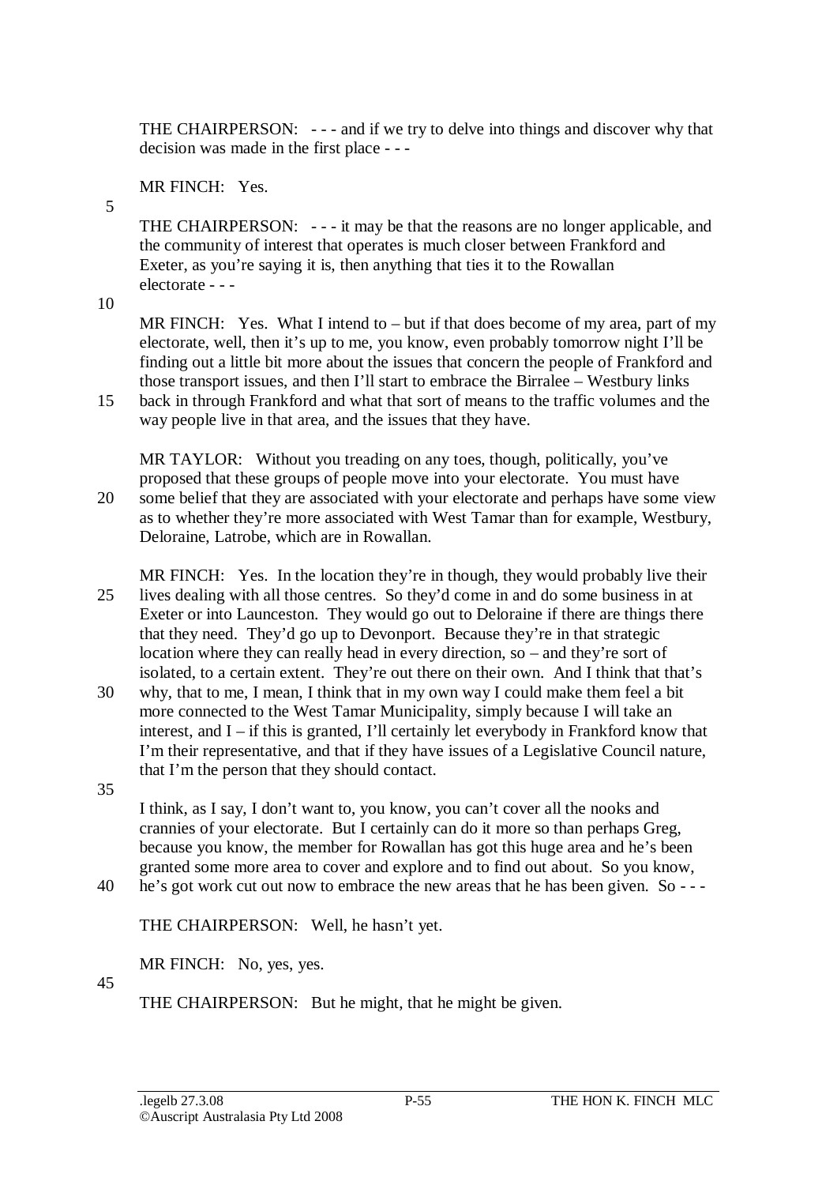THE CHAIRPERSON: - - - and if we try to delve into things and discover why that decision was made in the first place - - -

MR FINCH: Yes.

THE CHAIRPERSON: - - - it may be that the reasons are no longer applicable, and the community of interest that operates is much closer between Frankford and Exeter, as you're saying it is, then anything that ties it to the Rowallan electorate - - -

MR FINCH: Yes. What I intend to – but if that does become of my area, part of my electorate, well, then it's up to me, you know, even probably tomorrow night I'll be finding out a little bit more about the issues that concern the people of Frankford and those transport issues, and then I'll start to embrace the Birralee – Westbury links back in through Frankford and what that sort of means to the traffic volumes and the way people live in that area, and the issues that they have.

MR TAYLOR: Without you treading on any toes, though, politically, you've proposed that these groups of people move into your electorate. You must have some belief that they are associated with your electorate and perhaps have some view as to whether they're more associated with West Tamar than for example, Westbury, Deloraine, Latrobe, which are in Rowallan.

MR FINCH: Yes. In the location they're in though, they would probably live their lives dealing with all those centres. So they'd come in and do some business in at Exeter or into Launceston. They would go out to Deloraine if there are things there that they need. They'd go up to Devonport. Because they're in that strategic location where they can really head in every direction, so – and they're sort of isolated, to a certain extent. They're out there on their own. And I think that that's why, that to me, I mean, I think that in my own way I could make them feel a bit more connected to the West Tamar Municipality, simply because I will take an interest, and I – if this is granted, I'll certainly let everybody in Frankford know that I'm their representative, and that if they have issues of a Legislative Council nature, that I'm the person that they should contact.

I think, as I say, I don't want to, you know, you can't cover all the nooks and crannies of your electorate. But I certainly can do it more so than perhaps Greg, because you know, the member for Rowallan has got this huge area and he's been granted some more area to cover and explore and to find out about. So you know, he's got work cut out now to embrace the new areas that he has been given. So - - -

THE CHAIRPERSON: Well, he hasn't yet.

MR FINCH: No, yes, yes.

THE CHAIRPERSON: But he might, that he might be given.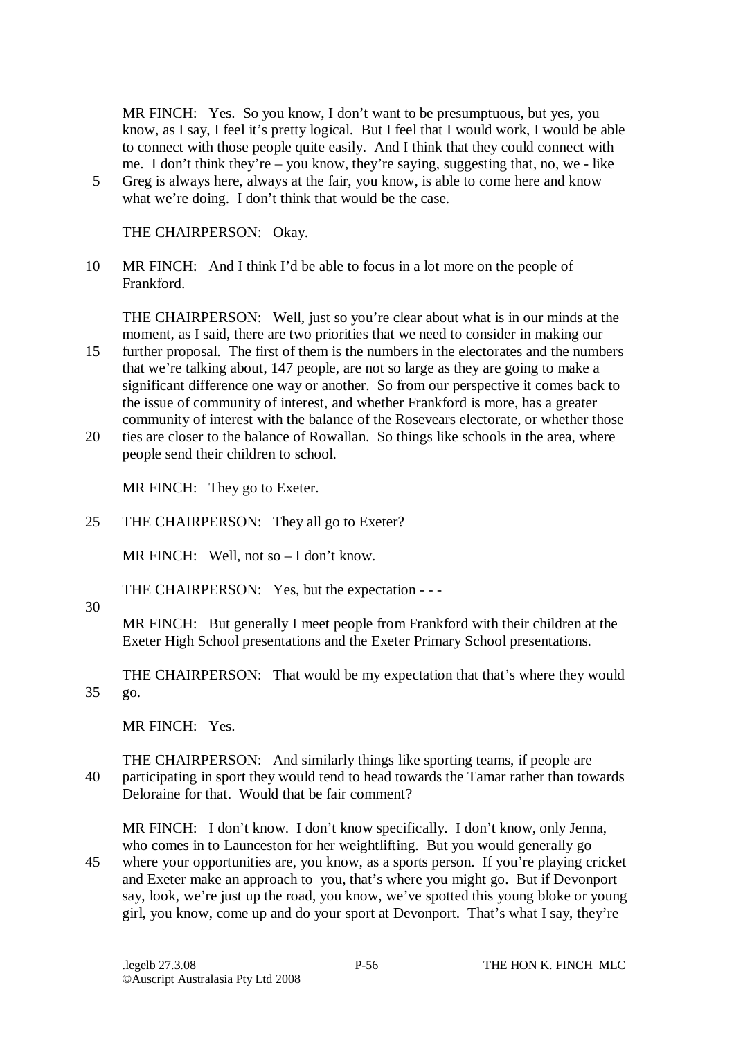MR FINCH: Yes. So you know, I don't want to be presumptuous, but yes, you know, as I say, I feel it's pretty logical. But I feel that I would work, I would be able to connect with those people quite easily. And I think that they could connect with me. I don't think they're – you know, they're saying, suggesting that, no, we - like Greg is always here, always at the fair, you know, is able to come here and know what we're doing. I don't think that would be the case.

THE CHAIRPERSON: Okay.

MR FINCH: And I think I'd be able to focus in a lot more on the people of Frankford.

THE CHAIRPERSON: Well, just so you're clear about what is in our minds at the moment, as I said, there are two priorities that we need to consider in making our further proposal. The first of them is the numbers in the electorates and the numbers that we're talking about, 147 people, are not so large as they are going to make a significant difference one way or another. So from our perspective it comes back to the issue of community of interest, and whether Frankford is more, has a greater community of interest with the balance of the Rosevears electorate, or whether those ties are closer to the balance of Rowallan. So things like schools in the area, where people send their children to school.

MR FINCH: They go to Exeter.

THE CHAIRPERSON: They all go to Exeter?

MR FINCH: Well, not so – I don't know.

THE CHAIRPERSON: Yes, but the expectation - - -

MR FINCH: But generally I meet people from Frankford with their children at the Exeter High School presentations and the Exeter Primary School presentations.

THE CHAIRPERSON: That would be my expectation that that's where they would go.

MR FINCH: Yes.

THE CHAIRPERSON: And similarly things like sporting teams, if people are participating in sport they would tend to head towards the Tamar rather than towards Deloraine for that. Would that be fair comment?

MR FINCH: I don't know. I don't know specifically. I don't know, only Jenna, who comes in to Launceston for her weightlifting. But you would generally go where your opportunities are, you know, as a sports person. If you're playing cricket and Exeter make an approach to you, that's where you might go. But if Devonport say, look, we're just up the road, you know, we've spotted this young bloke or young girl, you know, come up and do your sport at Devonport. That's what I say, they're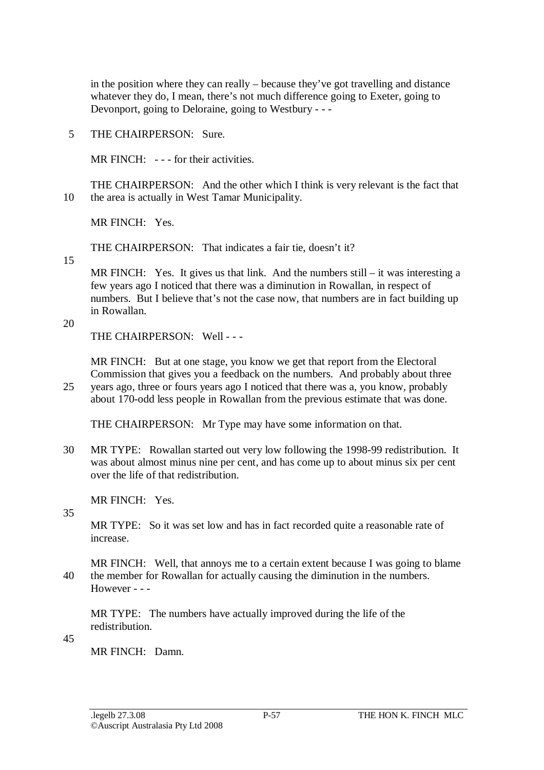in the position where they can really – because they've got travelling and distance whatever they do, I mean, there's not much difference going to Exeter, going to Devonport, going to Deloraine, going to Westbury - - -

THE CHAIRPERSON: Sure.

MR FINCH: - - - for their activities.

THE CHAIRPERSON: And the other which I think is very relevant is the fact that the area is actually in West Tamar Municipality.

MR FINCH: Yes.

THE CHAIRPERSON: That indicates a fair tie, doesn't it?

MR FINCH: Yes. It gives us that link. And the numbers still – it was interesting a few years ago I noticed that there was a diminution in Rowallan, in respect of numbers. But I believe that's not the case now, that numbers are in fact building up in Rowallan.

THE CHAIRPERSON: Well - - -

MR FINCH: But at one stage, you know we get that report from the Electoral Commission that gives you a feedback on the numbers. And probably about three years ago, three or fours years ago I noticed that there was a, you know, probably about 170-odd less people in Rowallan from the previous estimate that was done.

THE CHAIRPERSON: Mr Type may have some information on that.

MR TYPE: Rowallan started out very low following the 1998-99 redistribution. It was about almost minus nine per cent, and has come up to about minus six per cent over the life of that redistribution.

MR FINCH: Yes.

MR TYPE: So it was set low and has in fact recorded quite a reasonable rate of increase.

MR FINCH: Well, that annoys me to a certain extent because I was going to blame the member for Rowallan for actually causing the diminution in the numbers. However - - -

MR TYPE: The numbers have actually improved during the life of the redistribution.

MR FINCH: Damn.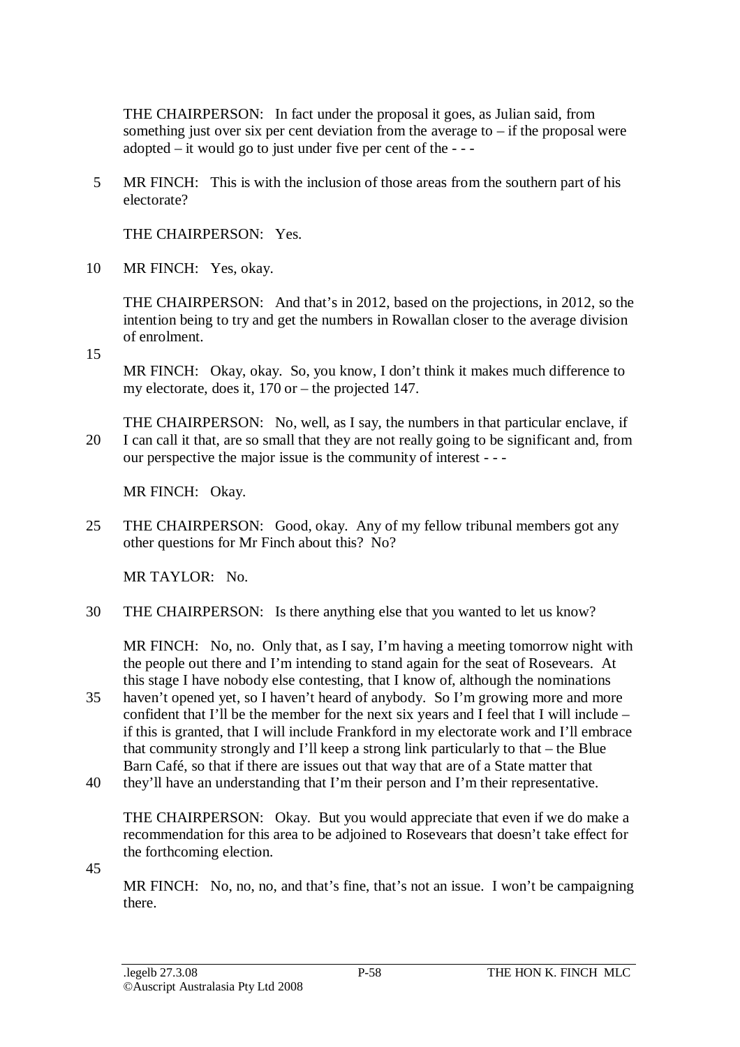THE CHAIRPERSON: In fact under the proposal it goes, as Julian said, from something just over six per cent deviation from the average to – if the proposal were adopted – it would go to just under five per cent of the - - -

MR FINCH: This is with the inclusion of those areas from the southern part of his electorate?

THE CHAIRPERSON: Yes.

MR FINCH: Yes, okay.

THE CHAIRPERSON: And that's in 2012, based on the projections, in 2012, so the intention being to try and get the numbers in Rowallan closer to the average division of enrolment.

MR FINCH: Okay, okay. So, you know, I don't think it makes much difference to my electorate, does it, 170 or – the projected 147.

THE CHAIRPERSON: No, well, as I say, the numbers in that particular enclave, if I can call it that, are so small that they are not really going to be significant and, from our perspective the major issue is the community of interest - - -

MR FINCH: Okay.

THE CHAIRPERSON: Good, okay. Any of my fellow tribunal members got any other questions for Mr Finch about this? No?

MR TAYLOR: No.

THE CHAIRPERSON: Is there anything else that you wanted to let us know?

MR FINCH: No, no. Only that, as I say, I'm having a meeting tomorrow night with the people out there and I'm intending to stand again for the seat of Rosevears. At this stage I have nobody else contesting, that I know of, although the nominations haven't opened yet, so I haven't heard of anybody. So I'm growing more and more confident that I'll be the member for the next six years and I feel that I will include – if this is granted, that I will include Frankford in my electorate work and I'll embrace that community strongly and I'll keep a strong link particularly to that – the Blue Barn Café, so that if there are issues out that way that are of a State matter that they'll have an understanding that I'm their person and I'm their representative.

THE CHAIRPERSON: Okay. But you would appreciate that even if we do make a recommendation for this area to be adjoined to Rosevears that doesn't take effect for the forthcoming election.

MR FINCH: No, no, no, and that's fine, that's not an issue. I won't be campaigning there.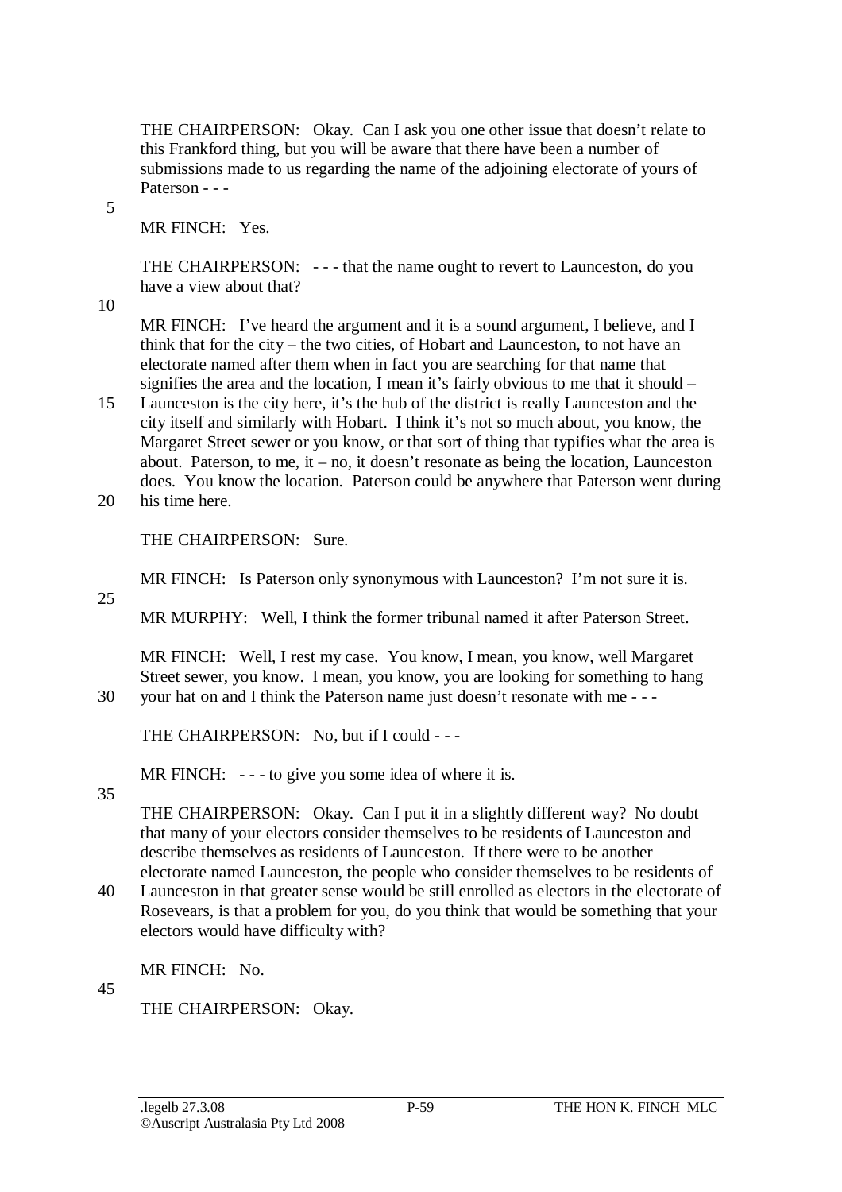THE CHAIRPERSON: Okay. Can I ask you one other issue that doesn't relate to this Frankford thing, but you will be aware that there have been a number of submissions made to us regarding the name of the adjoining electorate of yours of Paterson - - -

MR FINCH: Yes.

THE CHAIRPERSON: - - - that the name ought to revert to Launceston, do you have a view about that?

MR FINCH: I've heard the argument and it is a sound argument, I believe, and I think that for the city – the two cities, of Hobart and Launceston, to not have an electorate named after them when in fact you are searching for that name that signifies the area and the location, I mean it's fairly obvious to me that it should – Launceston is the city here, it's the hub of the district is really Launceston and the city itself and similarly with Hobart. I think it's not so much about, you know, the Margaret Street sewer or you know, or that sort of thing that typifies what the area is about. Paterson, to me, it – no, it doesn't resonate as being the location, Launceston does. You know the location. Paterson could be anywhere that Paterson went during his time here.

THE CHAIRPERSON: Sure.

MR FINCH: Is Paterson only synonymous with Launceston? I'm not sure it is.

MR MURPHY: Well, I think the former tribunal named it after Paterson Street.

MR FINCH: Well, I rest my case. You know, I mean, you know, well Margaret Street sewer, you know. I mean, you know, you are looking for something to hang your hat on and I think the Paterson name just doesn't resonate with me - - -

THE CHAIRPERSON: No, but if I could - - -

MR FINCH: - - - to give you some idea of where it is.

THE CHAIRPERSON: Okay. Can I put it in a slightly different way? No doubt that many of your electors consider themselves to be residents of Launceston and describe themselves as residents of Launceston. If there were to be another electorate named Launceston, the people who consider themselves to be residents of Launceston in that greater sense would be still enrolled as electors in the electorate of Rosevears, is that a problem for you, do you think that would be something that your electors would have difficulty with?

MR FINCH: No.

THE CHAIRPERSON: Okay.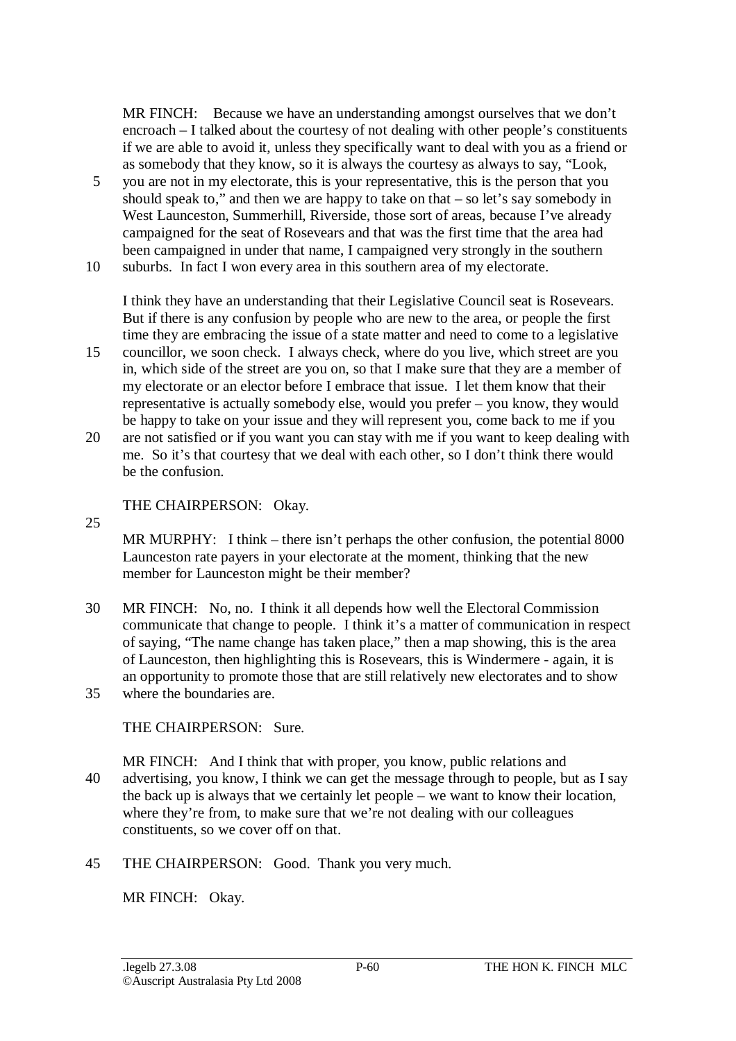MR FINCH: Because we have an understanding amongst ourselves that we don't encroach – I talked about the courtesy of not dealing with other people's constituents if we are able to avoid it, unless they specifically want to deal with you as a friend or as somebody that they know, so it is always the courtesy as always to say, "Look, you are not in my electorate, this is your representative, this is the person that you should speak to," and then we are happy to take on that – so let's say somebody in West Launceston, Summerhill, Riverside, those sort of areas, because I've already campaigned for the seat of Rosevears and that was the first time that the area had been campaigned in under that name, I campaigned very strongly in the southern suburbs. In fact I won every area in this southern area of my electorate.

I think they have an understanding that their Legislative Council seat is Rosevears. But if there is any confusion by people who are new to the area, or people the first time they are embracing the issue of a state matter and need to come to a legislative councillor, we soon check. I always check, where do you live, which street are you in, which side of the street are you on, so that I make sure that they are a member of my electorate or an elector before I embrace that issue. I let them know that their representative is actually somebody else, would you prefer – you know, they would be happy to take on your issue and they will represent you, come back to me if you are not satisfied or if you want you can stay with me if you want to keep dealing with me. So it's that courtesy that we deal with each other, so I don't think there would be the confusion.

THE CHAIRPERSON: Okay.

MR MURPHY: I think – there isn't perhaps the other confusion, the potential 8000 Launceston rate payers in your electorate at the moment, thinking that the new member for Launceston might be their member?

MR FINCH: No, no. I think it all depends how well the Electoral Commission communicate that change to people. I think it's a matter of communication in respect of saying, "The name change has taken place," then a map showing, this is the area of Launceston, then highlighting this is Rosevears, this is Windermere - again, it is an opportunity to promote those that are still relatively new electorates and to show where the boundaries are.

THE CHAIRPERSON: Sure.

MR FINCH: And I think that with proper, you know, public relations and advertising, you know, I think we can get the message through to people, but as I say the back up is always that we certainly let people – we want to know their location, where they're from, to make sure that we're not dealing with our colleagues constituents, so we cover off on that.

THE CHAIRPERSON: Good. Thank you very much.

MR FINCH: Okay.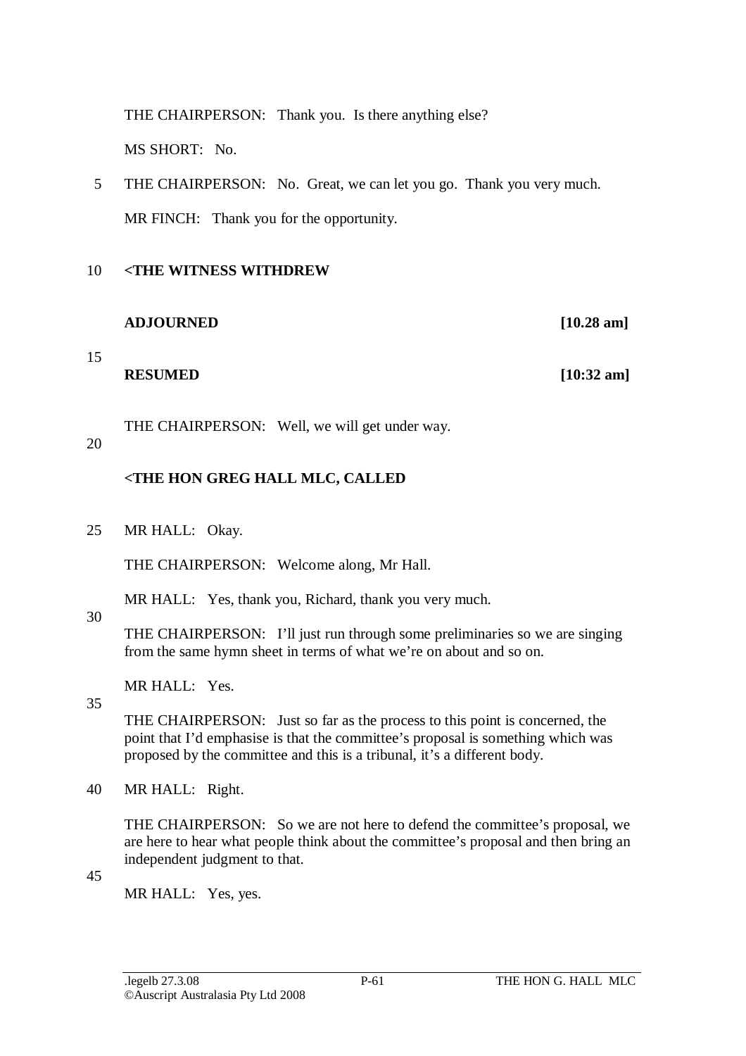THE CHAIRPERSON: Thank you. Is there anything else?

MS SHORT: No.

THE CHAIRPERSON: No. Great, we can let you go. Thank you very much.

MR FINCH: Thank you for the opportunity.

**<THE WITNESS WITHDREW**

**ADJOURNED** **[10.28 am]**

**RESUMED** **[10:32 am]**

THE CHAIRPERSON: Well, we will get under way.

**<THE HON GREG HALL MLC, CALLED**

MR HALL: Okay.

THE CHAIRPERSON: Welcome along, Mr Hall.

MR HALL: Yes, thank you, Richard, thank you very much.

THE CHAIRPERSON: I'll just run through some preliminaries so we are singing from the same hymn sheet in terms of what we're on about and so on.

MR HALL: Yes.

THE CHAIRPERSON: Just so far as the process to this point is concerned, the point that I'd emphasise is that the committee's proposal is something which was proposed by the committee and this is a tribunal, it's a different body.

MR HALL: Right.

THE CHAIRPERSON: So we are not here to defend the committee's proposal, we are here to hear what people think about the committee's proposal and then bring an independent judgment to that.

MR HALL: Yes, yes.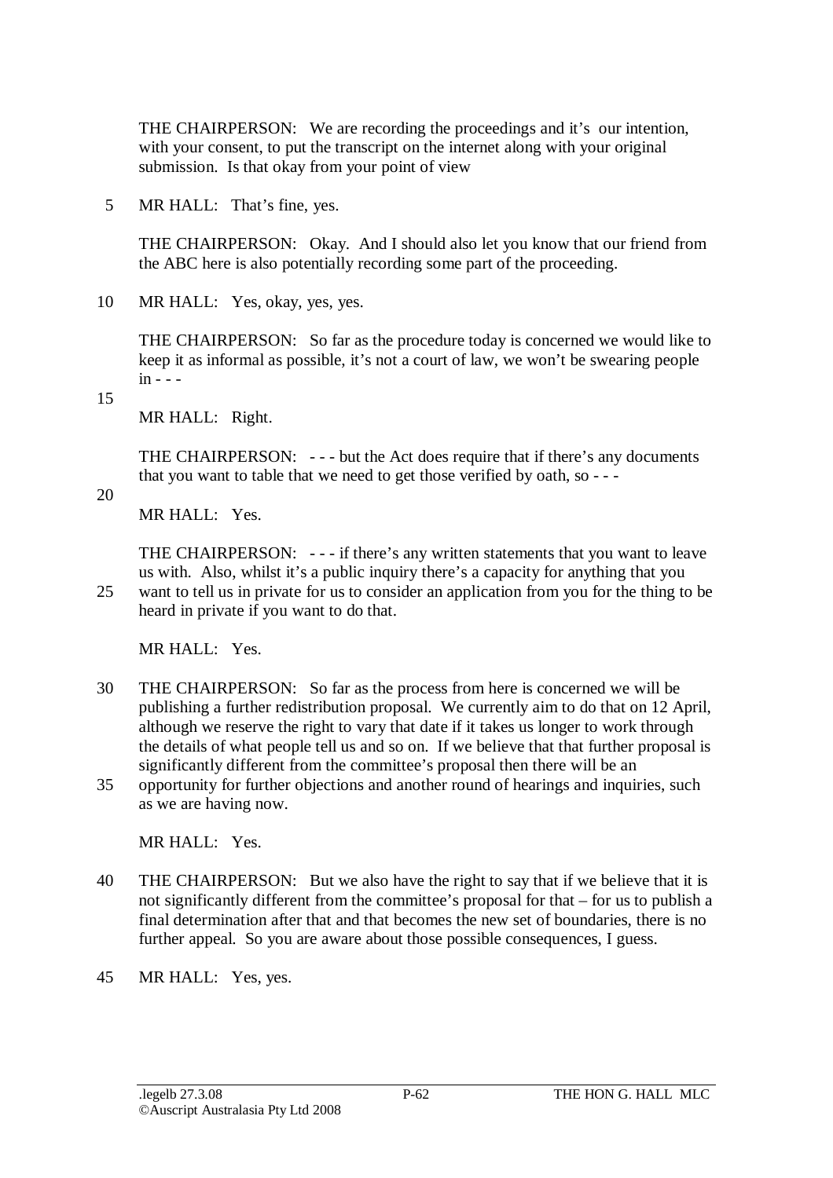THE CHAIRPERSON: We are recording the proceedings and it's our intention, with your consent, to put the transcript on the internet along with your original submission. Is that okay from your point of view

MR HALL: That's fine, yes.

THE CHAIRPERSON: Okay. And I should also let you know that our friend from the ABC here is also potentially recording some part of the proceeding.

MR HALL: Yes, okay, yes, yes.

THE CHAIRPERSON: So far as the procedure today is concerned we would like to keep it as informal as possible, it's not a court of law, we won't be swearing people in - - -

MR HALL: Right.

THE CHAIRPERSON: - - - but the Act does require that if there's any documents that you want to table that we need to get those verified by oath, so - - -

MR HALL: Yes.

THE CHAIRPERSON: - - - if there's any written statements that you want to leave us with. Also, whilst it's a public inquiry there's a capacity for anything that you want to tell us in private for us to consider an application from you for the thing to be heard in private if you want to do that.

MR HALL: Yes.

THE CHAIRPERSON: So far as the process from here is concerned we will be publishing a further redistribution proposal. We currently aim to do that on 12 April, although we reserve the right to vary that date if it takes us longer to work through the details of what people tell us and so on. If we believe that that further proposal is significantly different from the committee's proposal then there will be an opportunity for further objections and another round of hearings and inquiries, such as we are having now.

MR HALL: Yes.

THE CHAIRPERSON: But we also have the right to say that if we believe that it is not significantly different from the committee's proposal for that – for us to publish a final determination after that and that becomes the new set of boundaries, there is no further appeal. So you are aware about those possible consequences, I guess.

MR HALL: Yes, yes.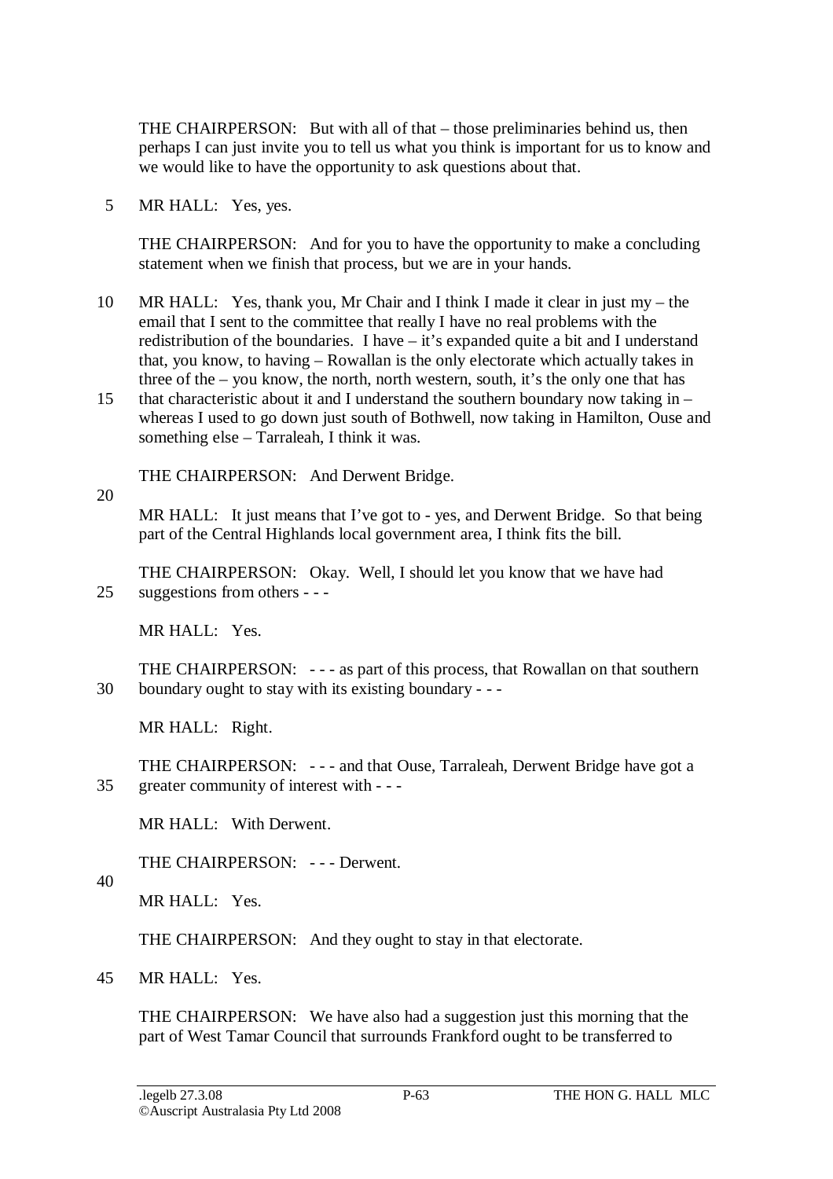THE CHAIRPERSON: But with all of that – those preliminaries behind us, then perhaps I can just invite you to tell us what you think is important for us to know and we would like to have the opportunity to ask questions about that.

MR HALL: Yes, yes.

THE CHAIRPERSON: And for you to have the opportunity to make a concluding statement when we finish that process, but we are in your hands.

MR HALL: Yes, thank you, Mr Chair and I think I made it clear in just my – the email that I sent to the committee that really I have no real problems with the redistribution of the boundaries. I have – it's expanded quite a bit and I understand that, you know, to having – Rowallan is the only electorate which actually takes in three of the – you know, the north, north western, south, it's the only one that has that characteristic about it and I understand the southern boundary now taking in – whereas I used to go down just south of Bothwell, now taking in Hamilton, Ouse and something else – Tarraleah, I think it was.

THE CHAIRPERSON: And Derwent Bridge.

MR HALL: It just means that I've got to - yes, and Derwent Bridge. So that being part of the Central Highlands local government area, I think fits the bill.

THE CHAIRPERSON: Okay. Well, I should let you know that we have had suggestions from others - - -

MR HALL: Yes.

THE CHAIRPERSON: - - - as part of this process, that Rowallan on that southern boundary ought to stay with its existing boundary - - -

MR HALL: Right.

THE CHAIRPERSON: - - - and that Ouse, Tarraleah, Derwent Bridge have got a greater community of interest with - - -

MR HALL: With Derwent.

THE CHAIRPERSON: - - - Derwent.

MR HALL: Yes.

THE CHAIRPERSON: And they ought to stay in that electorate.

MR HALL: Yes.

THE CHAIRPERSON: We have also had a suggestion just this morning that the part of West Tamar Council that surrounds Frankford ought to be transferred to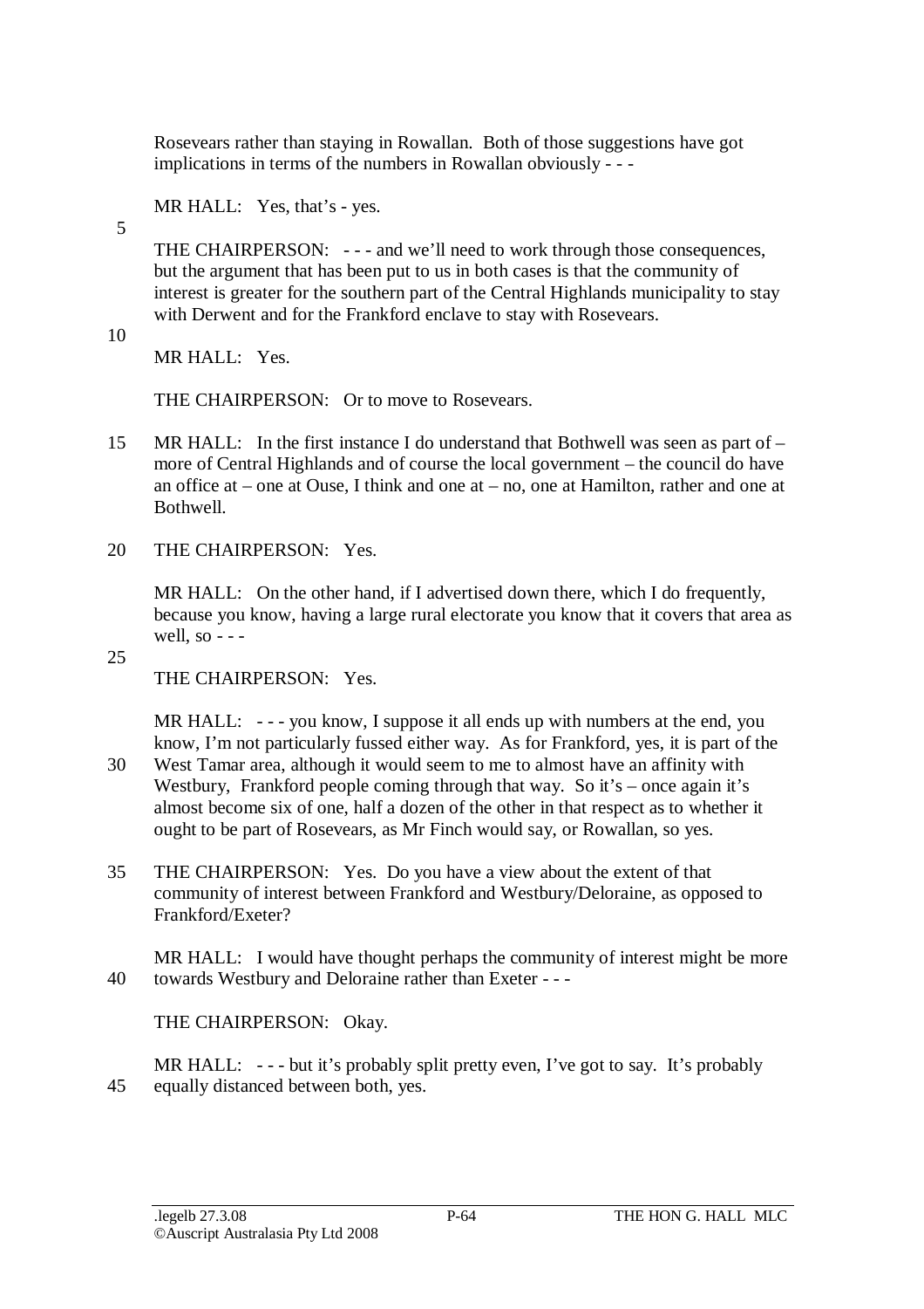Rosevears rather than staying in Rowallan. Both of those suggestions have got implications in terms of the numbers in Rowallan obviously - - -

MR HALL: Yes, that's - yes.

THE CHAIRPERSON: - - - and we'll need to work through those consequences, but the argument that has been put to us in both cases is that the community of interest is greater for the southern part of the Central Highlands municipality to stay with Derwent and for the Frankford enclave to stay with Rosevears.

MR HALL: Yes.

THE CHAIRPERSON: Or to move to Rosevears.

MR HALL: In the first instance I do understand that Bothwell was seen as part of – more of Central Highlands and of course the local government – the council do have an office at – one at Ouse, I think and one at – no, one at Hamilton, rather and one at Bothwell.

THE CHAIRPERSON: Yes.

MR HALL: On the other hand, if I advertised down there, which I do frequently, because you know, having a large rural electorate you know that it covers that area as well, so - - -

THE CHAIRPERSON: Yes.

MR HALL: - - - you know, I suppose it all ends up with numbers at the end, you know, I'm not particularly fussed either way. As for Frankford, yes, it is part of the West Tamar area, although it would seem to me to almost have an affinity with Westbury, Frankford people coming through that way. So it's – once again it's almost become six of one, half a dozen of the other in that respect as to whether it ought to be part of Rosevears, as Mr Finch would say, or Rowallan, so yes.

THE CHAIRPERSON: Yes. Do you have a view about the extent of that community of interest between Frankford and Westbury/Deloraine, as opposed to Frankford/Exeter?

MR HALL: I would have thought perhaps the community of interest might be more towards Westbury and Deloraine rather than Exeter - - -

THE CHAIRPERSON: Okay.

MR HALL: - - - but it's probably split pretty even, I've got to say. It's probably equally distanced between both, yes.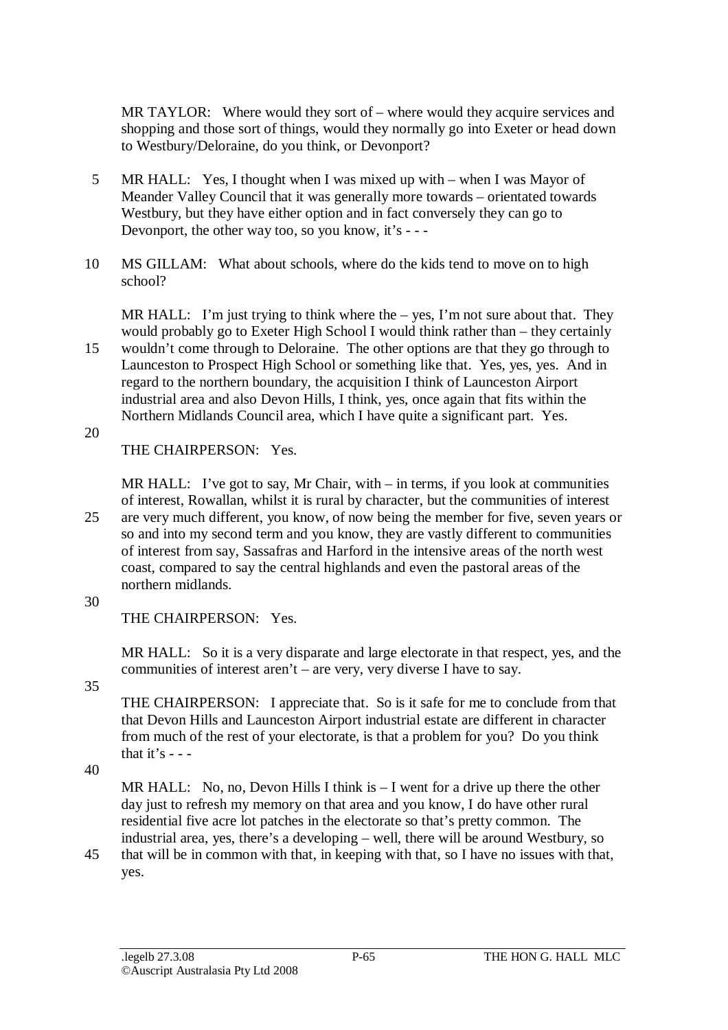MR TAYLOR: Where would they sort of – where would they acquire services and shopping and those sort of things, would they normally go into Exeter or head down to Westbury/Deloraine, do you think, or Devonport?

MR HALL: Yes, I thought when I was mixed up with – when I was Mayor of Meander Valley Council that it was generally more towards – orientated towards Westbury, but they have either option and in fact conversely they can go to Devonport, the other way too, so you know, it's - - -

MS GILLAM: What about schools, where do the kids tend to move on to high school?

MR HALL: I'm just trying to think where the – yes, I'm not sure about that. They would probably go to Exeter High School I would think rather than – they certainly wouldn't come through to Deloraine. The other options are that they go through to Launceston to Prospect High School or something like that. Yes, yes, yes. And in regard to the northern boundary, the acquisition I think of Launceston Airport industrial area and also Devon Hills, I think, yes, once again that fits within the Northern Midlands Council area, which I have quite a significant part. Yes.

THE CHAIRPERSON: Yes.

MR HALL: I've got to say, Mr Chair, with – in terms, if you look at communities of interest, Rowallan, whilst it is rural by character, but the communities of interest are very much different, you know, of now being the member for five, seven years or so and into my second term and you know, they are vastly different to communities of interest from say, Sassafras and Harford in the intensive areas of the north west coast, compared to say the central highlands and even the pastoral areas of the northern midlands.

THE CHAIRPERSON: Yes.

MR HALL: So it is a very disparate and large electorate in that respect, yes, and the communities of interest aren't – are very, very diverse I have to say.

THE CHAIRPERSON: I appreciate that. So is it safe for me to conclude from that that Devon Hills and Launceston Airport industrial estate are different in character from much of the rest of your electorate, is that a problem for you? Do you think that it's - - -

MR HALL: No, no, Devon Hills I think is – I went for a drive up there the other day just to refresh my memory on that area and you know, I do have other rural residential five acre lot patches in the electorate so that's pretty common. The industrial area, yes, there's a developing – well, there will be around Westbury, so that will be in common with that, in keeping with that, so I have no issues with that, yes.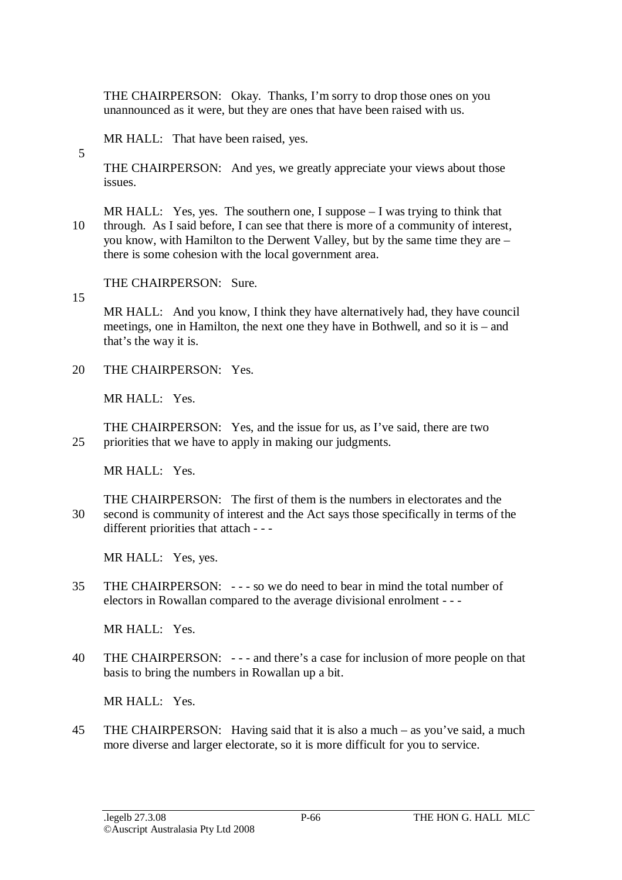THE CHAIRPERSON: Okay. Thanks, I'm sorry to drop those ones on you unannounced as it were, but they are ones that have been raised with us.

MR HALL: That have been raised, yes.

THE CHAIRPERSON: And yes, we greatly appreciate your views about those issues.

MR HALL: Yes, yes. The southern one, I suppose – I was trying to think that through. As I said before, I can see that there is more of a community of interest, you know, with Hamilton to the Derwent Valley, but by the same time they are – there is some cohesion with the local government area.

THE CHAIRPERSON: Sure.

MR HALL: And you know, I think they have alternatively had, they have council meetings, one in Hamilton, the next one they have in Bothwell, and so it is – and that's the way it is.

THE CHAIRPERSON: Yes.

MR HALL: Yes.

THE CHAIRPERSON: Yes, and the issue for us, as I've said, there are two priorities that we have to apply in making our judgments.

MR HALL: Yes.

THE CHAIRPERSON: The first of them is the numbers in electorates and the second is community of interest and the Act says those specifically in terms of the different priorities that attach - - -

MR HALL: Yes, yes.

THE CHAIRPERSON: - - - so we do need to bear in mind the total number of electors in Rowallan compared to the average divisional enrolment - - -

MR HALL: Yes.

THE CHAIRPERSON: - - - and there's a case for inclusion of more people on that basis to bring the numbers in Rowallan up a bit.

MR HALL: Yes.

THE CHAIRPERSON: Having said that it is also a much – as you've said, a much more diverse and larger electorate, so it is more difficult for you to service.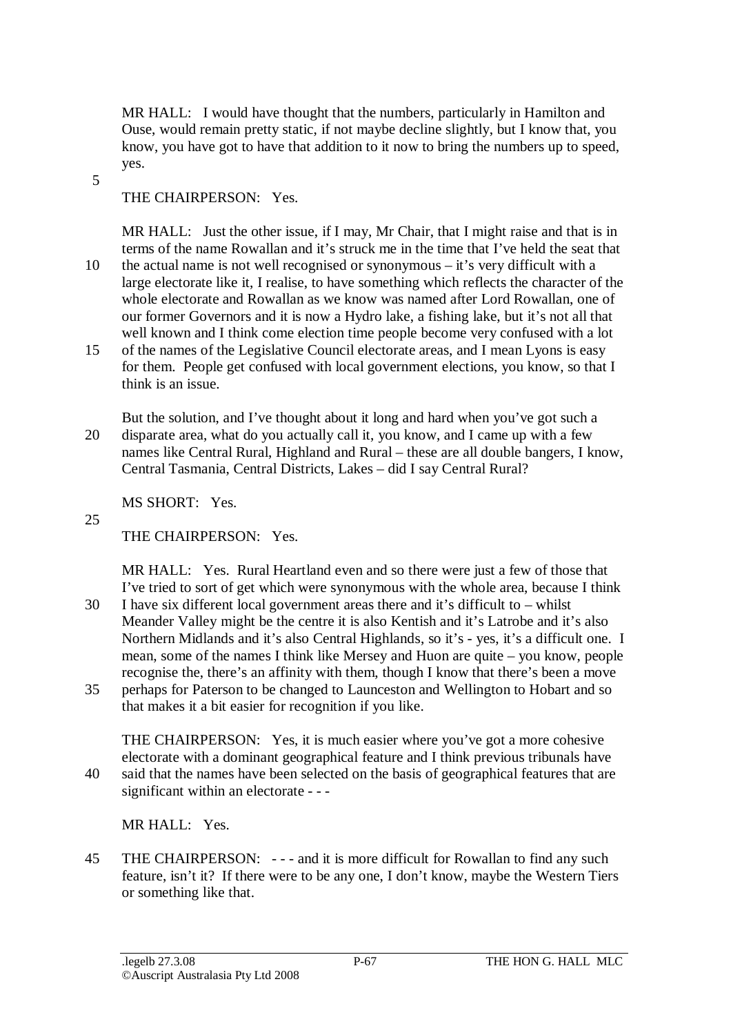MR HALL: I would have thought that the numbers, particularly in Hamilton and Ouse, would remain pretty static, if not maybe decline slightly, but I know that, you know, you have got to have that addition to it now to bring the numbers up to speed, yes.

THE CHAIRPERSON: Yes.

MR HALL: Just the other issue, if I may, Mr Chair, that I might raise and that is in terms of the name Rowallan and it's struck me in the time that I've held the seat that the actual name is not well recognised or synonymous – it's very difficult with a large electorate like it, I realise, to have something which reflects the character of the whole electorate and Rowallan as we know was named after Lord Rowallan, one of our former Governors and it is now a Hydro lake, a fishing lake, but it's not all that well known and I think come election time people become very confused with a lot of the names of the Legislative Council electorate areas, and I mean Lyons is easy for them. People get confused with local government elections, you know, so that I think is an issue.

But the solution, and I've thought about it long and hard when you've got such a disparate area, what do you actually call it, you know, and I came up with a few names like Central Rural, Highland and Rural – these are all double bangers, I know, Central Tasmania, Central Districts, Lakes – did I say Central Rural?

MS SHORT: Yes.

THE CHAIRPERSON: Yes.

MR HALL: Yes. Rural Heartland even and so there were just a few of those that I've tried to sort of get which were synonymous with the whole area, because I think I have six different local government areas there and it's difficult to – whilst Meander Valley might be the centre it is also Kentish and it's Latrobe and it's also Northern Midlands and it's also Central Highlands, so it's - yes, it's a difficult one. I mean, some of the names I think like Mersey and Huon are quite – you know, people recognise the, there's an affinity with them, though I know that there's been a move perhaps for Paterson to be changed to Launceston and Wellington to Hobart and so that makes it a bit easier for recognition if you like.

THE CHAIRPERSON: Yes, it is much easier where you've got a more cohesive electorate with a dominant geographical feature and I think previous tribunals have said that the names have been selected on the basis of geographical features that are significant within an electorate - - -

MR HALL: Yes.

THE CHAIRPERSON: - - - and it is more difficult for Rowallan to find any such feature, isn't it? If there were to be any one, I don't know, maybe the Western Tiers or something like that.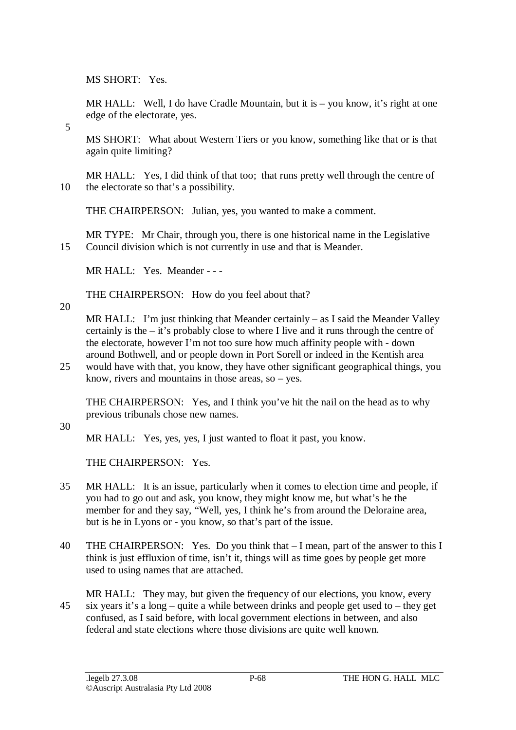MS SHORT: Yes.

MR HALL: Well, I do have Cradle Mountain, but it is – you know, it's right at one edge of the electorate, yes.

MS SHORT: What about Western Tiers or you know, something like that or is that again quite limiting?

MR HALL: Yes, I did think of that too; that runs pretty well through the centre of the electorate so that's a possibility.

THE CHAIRPERSON: Julian, yes, you wanted to make a comment.

MR TYPE: Mr Chair, through you, there is one historical name in the Legislative Council division which is not currently in use and that is Meander.

MR HALL: Yes. Meander - - -

THE CHAIRPERSON: How do you feel about that?

MR HALL: I'm just thinking that Meander certainly – as I said the Meander Valley certainly is the – it's probably close to where I live and it runs through the centre of the electorate, however I'm not too sure how much affinity people with - down around Bothwell, and or people down in Port Sorell or indeed in the Kentish area would have with that, you know, they have other significant geographical things, you know, rivers and mountains in those areas, so – yes.

THE CHAIRPERSON: Yes, and I think you've hit the nail on the head as to why previous tribunals chose new names.

MR HALL: Yes, yes, yes, I just wanted to float it past, you know.

THE CHAIRPERSON: Yes.

MR HALL: It is an issue, particularly when it comes to election time and people, if you had to go out and ask, you know, they might know me, but what's he the member for and they say, "Well, yes, I think he's from around the Deloraine area, but is he in Lyons or - you know, so that's part of the issue.

THE CHAIRPERSON: Yes. Do you think that – I mean, part of the answer to this I think is just effluxion of time, isn't it, things will as time goes by people get more used to using names that are attached.

MR HALL: They may, but given the frequency of our elections, you know, every six years it's a long – quite a while between drinks and people get used to – they get confused, as I said before, with local government elections in between, and also federal and state elections where those divisions are quite well known.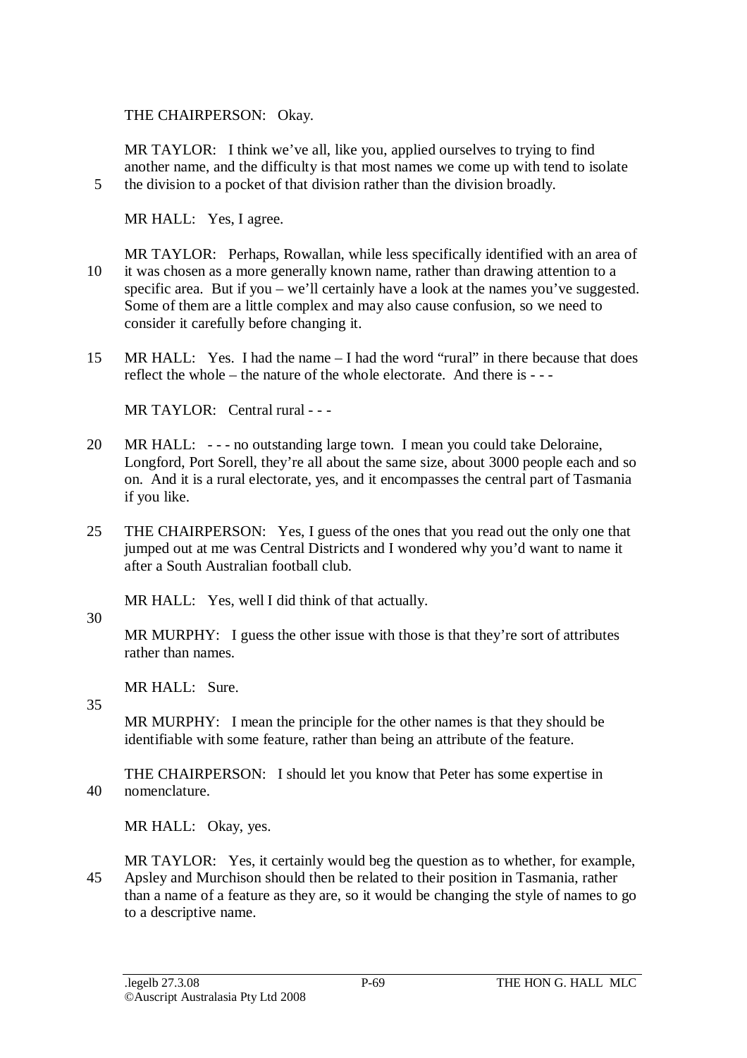THE CHAIRPERSON: Okay.

MR TAYLOR: I think we've all, like you, applied ourselves to trying to find another name, and the difficulty is that most names we come up with tend to isolate the division to a pocket of that division rather than the division broadly.

MR HALL: Yes, I agree.

MR TAYLOR: Perhaps, Rowallan, while less specifically identified with an area of it was chosen as a more generally known name, rather than drawing attention to a specific area. But if you – we'll certainly have a look at the names you've suggested. Some of them are a little complex and may also cause confusion, so we need to consider it carefully before changing it.

MR HALL: Yes. I had the name – I had the word "rural" in there because that does reflect the whole – the nature of the whole electorate. And there is - - -

MR TAYLOR: Central rural - - -

MR HALL: - - - no outstanding large town. I mean you could take Deloraine, Longford, Port Sorell, they're all about the same size, about 3000 people each and so on. And it is a rural electorate, yes, and it encompasses the central part of Tasmania if you like.

THE CHAIRPERSON: Yes, I guess of the ones that you read out the only one that jumped out at me was Central Districts and I wondered why you'd want to name it after a South Australian football club.

MR HALL: Yes, well I did think of that actually.

MR MURPHY: I guess the other issue with those is that they're sort of attributes rather than names.

MR HALL: Sure.

MR MURPHY: I mean the principle for the other names is that they should be identifiable with some feature, rather than being an attribute of the feature.

THE CHAIRPERSON: I should let you know that Peter has some expertise in nomenclature.

MR HALL: Okay, yes.

MR TAYLOR: Yes, it certainly would beg the question as to whether, for example, Apsley and Murchison should then be related to their position in Tasmania, rather than a name of a feature as they are, so it would be changing the style of names to go to a descriptive name.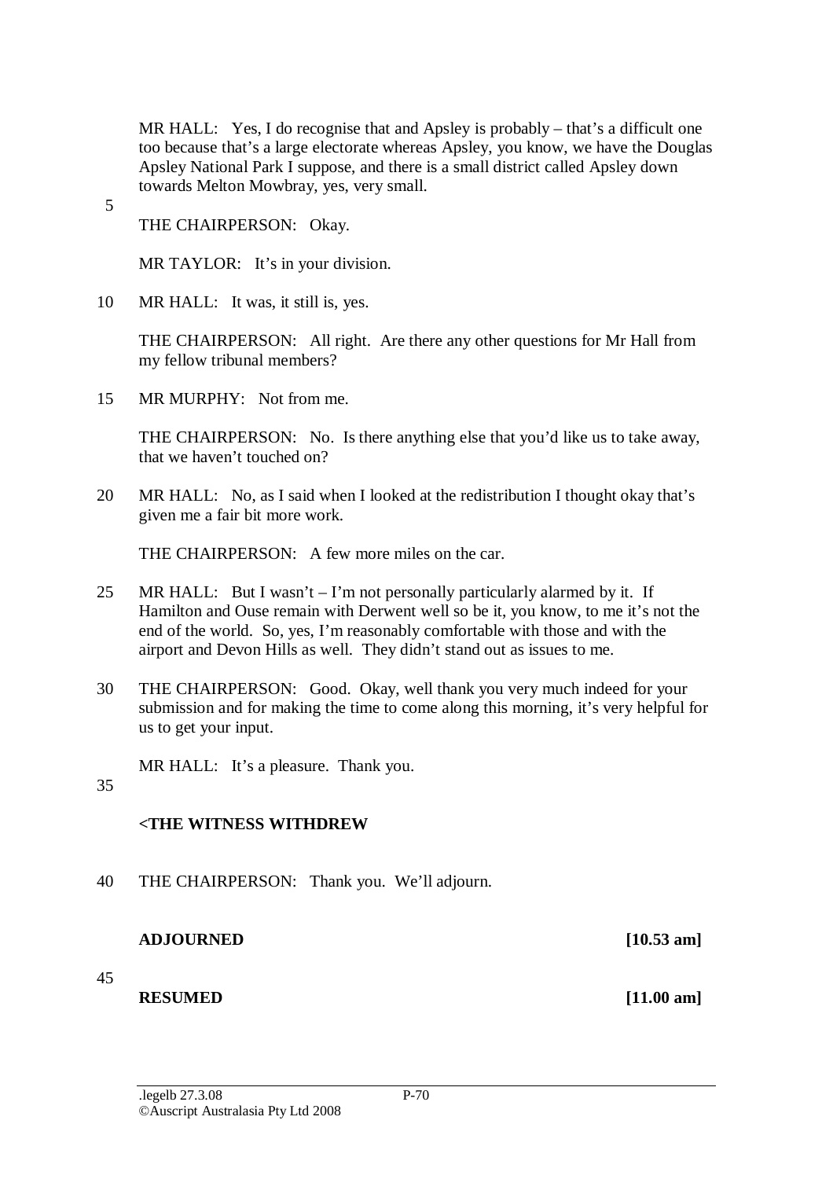MR HALL: Yes, I do recognise that and Apsley is probably – that's a difficult one too because that's a large electorate whereas Apsley, you know, we have the Douglas Apsley National Park I suppose, and there is a small district called Apsley down towards Melton Mowbray, yes, very small.

THE CHAIRPERSON: Okay.

MR TAYLOR: It's in your division.

MR HALL: It was, it still is, yes.

THE CHAIRPERSON: All right. Are there any other questions for Mr Hall from my fellow tribunal members?

MR MURPHY: Not from me.

THE CHAIRPERSON: No. Is there anything else that you'd like us to take away, that we haven't touched on?

MR HALL: No, as I said when I looked at the redistribution I thought okay that's given me a fair bit more work.

THE CHAIRPERSON: A few more miles on the car.

MR HALL: But I wasn't – I'm not personally particularly alarmed by it. If Hamilton and Ouse remain with Derwent well so be it, you know, to me it's not the end of the world. So, yes, I'm reasonably comfortable with those and with the airport and Devon Hills as well. They didn't stand out as issues to me.

THE CHAIRPERSON: Good. Okay, well thank you very much indeed for your submission and for making the time to come along this morning, it's very helpful for us to get your input.

MR HALL: It's a pleasure. Thank you.

**<THE WITNESS WITHDREW**

THE CHAIRPERSON: Thank you. We'll adjourn.

**ADJOURNED [10.53 am]**

**RESUMED [11.00 am]**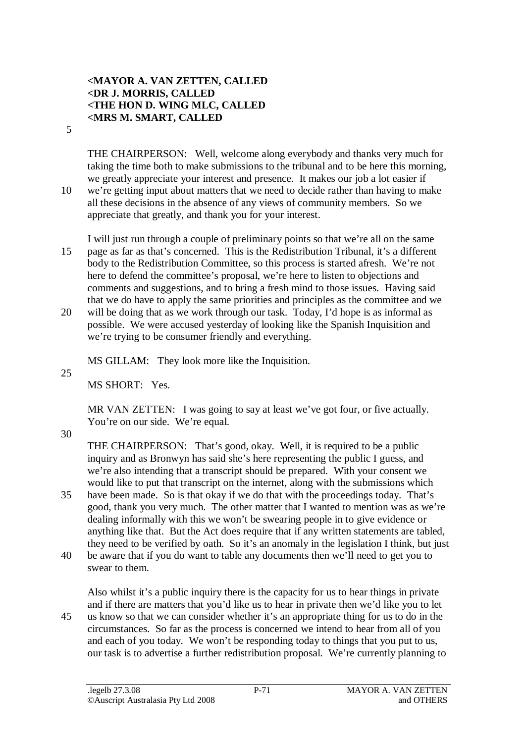**<MAYOR A. VAN ZETTEN, CALLED**
**<DR J. MORRIS, CALLED**
**<THE HON D. WING MLC, CALLED**
**<MRS M. SMART, CALLED**

THE CHAIRPERSON: Well, welcome along everybody and thanks very much for taking the time both to make submissions to the tribunal and to be here this morning, we greatly appreciate your interest and presence. It makes our job a lot easier if we're getting input about matters that we need to decide rather than having to make all these decisions in the absence of any views of community members. So we appreciate that greatly, and thank you for your interest.

I will just run through a couple of preliminary points so that we're all on the same page as far as that's concerned. This is the Redistribution Tribunal, it's a different body to the Redistribution Committee, so this process is started afresh. We're not here to defend the committee's proposal, we're here to listen to objections and comments and suggestions, and to bring a fresh mind to those issues. Having said that we do have to apply the same priorities and principles as the committee and we will be doing that as we work through our task. Today, I'd hope is as informal as possible. We were accused yesterday of looking like the Spanish Inquisition and we're trying to be consumer friendly and everything.

MS GILLAM: They look more like the Inquisition.

MS SHORT: Yes.

MR VAN ZETTEN: I was going to say at least we've got four, or five actually. You're on our side. We're equal.

THE CHAIRPERSON: That's good, okay. Well, it is required to be a public inquiry and as Bronwyn has said she's here representing the public I guess, and we're also intending that a transcript should be prepared. With your consent we would like to put that transcript on the internet, along with the submissions which have been made. So is that okay if we do that with the proceedings today. That's good, thank you very much. The other matter that I wanted to mention was as we're dealing informally with this we won't be swearing people in to give evidence or anything like that. But the Act does require that if any written statements are tabled, they need to be verified by oath. So it's an anomaly in the legislation I think, but just be aware that if you do want to table any documents then we'll need to get you to swear to them.

Also whilst it's a public inquiry there is the capacity for us to hear things in private and if there are matters that you'd like us to hear in private then we'd like you to let us know so that we can consider whether it's an appropriate thing for us to do in the circumstances. So far as the process is concerned we intend to hear from all of you and each of you today. We won't be responding today to things that you put to us, our task is to advertise a further redistribution proposal. We're currently planning to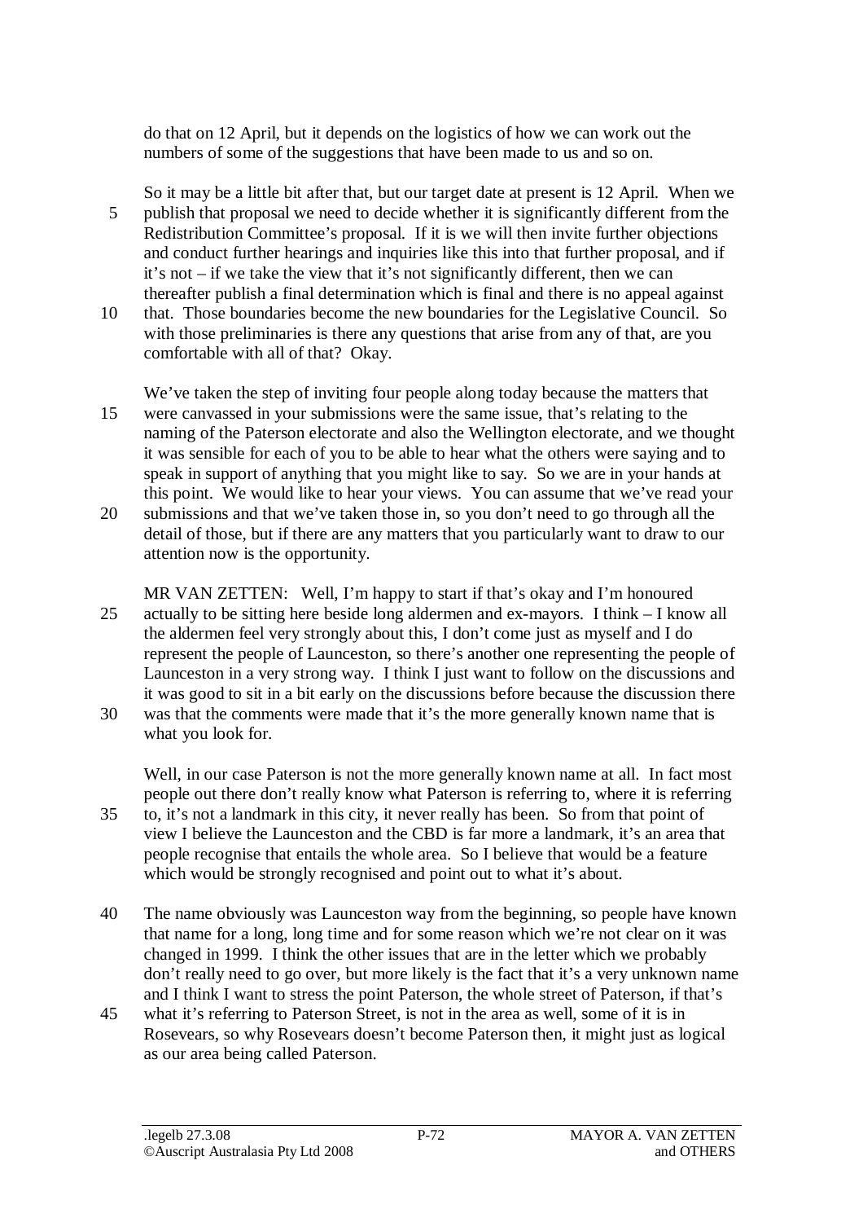do that on 12 April, but it depends on the logistics of how we can work out the numbers of some of the suggestions that have been made to us and so on.

So it may be a little bit after that, but our target date at present is 12 April. When we publish that proposal we need to decide whether it is significantly different from the Redistribution Committee's proposal. If it is we will then invite further objections and conduct further hearings and inquiries like this into that further proposal, and if it's not – if we take the view that it's not significantly different, then we can thereafter publish a final determination which is final and there is no appeal against that. Those boundaries become the new boundaries for the Legislative Council. So with those preliminaries is there any questions that arise from any of that, are you comfortable with all of that? Okay.

We've taken the step of inviting four people along today because the matters that were canvassed in your submissions were the same issue, that's relating to the naming of the Paterson electorate and also the Wellington electorate, and we thought it was sensible for each of you to be able to hear what the others were saying and to speak in support of anything that you might like to say. So we are in your hands at this point. We would like to hear your views. You can assume that we've read your submissions and that we've taken those in, so you don't need to go through all the detail of those, but if there are any matters that you particularly want to draw to our attention now is the opportunity.

MR VAN ZETTEN: Well, I'm happy to start if that's okay and I'm honoured actually to be sitting here beside long aldermen and ex-mayors. I think – I know all the aldermen feel very strongly about this, I don't come just as myself and I do represent the people of Launceston, so there's another one representing the people of Launceston in a very strong way. I think I just want to follow on the discussions and it was good to sit in a bit early on the discussions before because the discussion there was that the comments were made that it's the more generally known name that is what you look for.

Well, in our case Paterson is not the more generally known name at all. In fact most people out there don't really know what Paterson is referring to, where it is referring to, it's not a landmark in this city, it never really has been. So from that point of view I believe the Launceston and the CBD is far more a landmark, it's an area that people recognise that entails the whole area. So I believe that would be a feature which would be strongly recognised and point out to what it's about.

The name obviously was Launceston way from the beginning, so people have known that name for a long, long time and for some reason which we're not clear on it was changed in 1999. I think the other issues that are in the letter which we probably don't really need to go over, but more likely is the fact that it's a very unknown name and I think I want to stress the point Paterson, the whole street of Paterson, if that's what it's referring to Paterson Street, is not in the area as well, some of it is in Rosevears, so why Rosevears doesn't become Paterson then, it might just as logical as our area being called Paterson.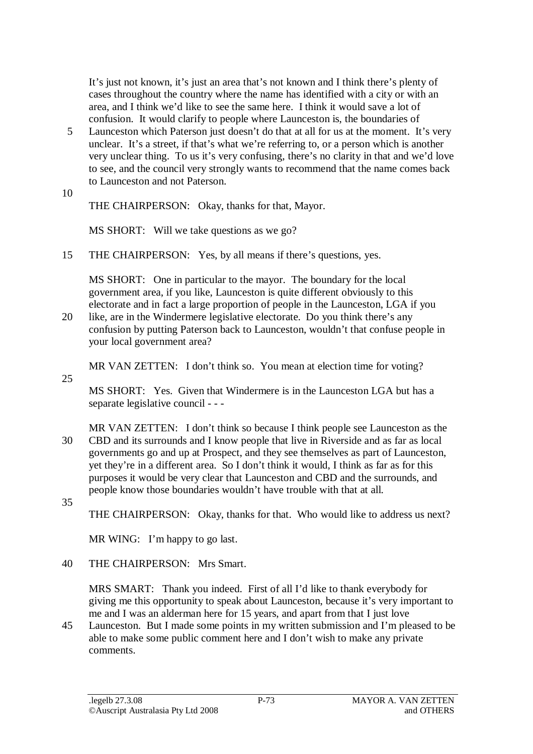It's just not known, it's just an area that's not known and I think there's plenty of cases throughout the country where the name has identified with a city or with an area, and I think we'd like to see the same here. I think it would save a lot of confusion. It would clarify to people where Launceston is, the boundaries of Launceston which Paterson just doesn't do that at all for us at the moment. It's very unclear. It's a street, if that's what we're referring to, or a person which is another very unclear thing. To us it's very confusing, there's no clarity in that and we'd love to see, and the council very strongly wants to recommend that the name comes back to Launceston and not Paterson.

THE CHAIRPERSON: Okay, thanks for that, Mayor.

MS SHORT: Will we take questions as we go?

THE CHAIRPERSON: Yes, by all means if there's questions, yes.

MS SHORT: One in particular to the mayor. The boundary for the local government area, if you like, Launceston is quite different obviously to this electorate and in fact a large proportion of people in the Launceston, LGA if you like, are in the Windermere legislative electorate. Do you think there's any confusion by putting Paterson back to Launceston, wouldn't that confuse people in your local government area?

MR VAN ZETTEN: I don't think so. You mean at election time for voting?

MS SHORT: Yes. Given that Windermere is in the Launceston LGA but has a separate legislative council - - -

MR VAN ZETTEN: I don't think so because I think people see Launceston as the CBD and its surrounds and I know people that live in Riverside and as far as local governments go and up at Prospect, and they see themselves as part of Launceston, yet they're in a different area. So I don't think it would, I think as far as for this purposes it would be very clear that Launceston and CBD and the surrounds, and people know those boundaries wouldn't have trouble with that at all.

THE CHAIRPERSON: Okay, thanks for that. Who would like to address us next?

MR WING: I'm happy to go last.

THE CHAIRPERSON: Mrs Smart.

MRS SMART: Thank you indeed. First of all I'd like to thank everybody for giving me this opportunity to speak about Launceston, because it's very important to me and I was an alderman here for 15 years, and apart from that I just love Launceston. But I made some points in my written submission and I'm pleased to be able to make some public comment here and I don't wish to make any private comments.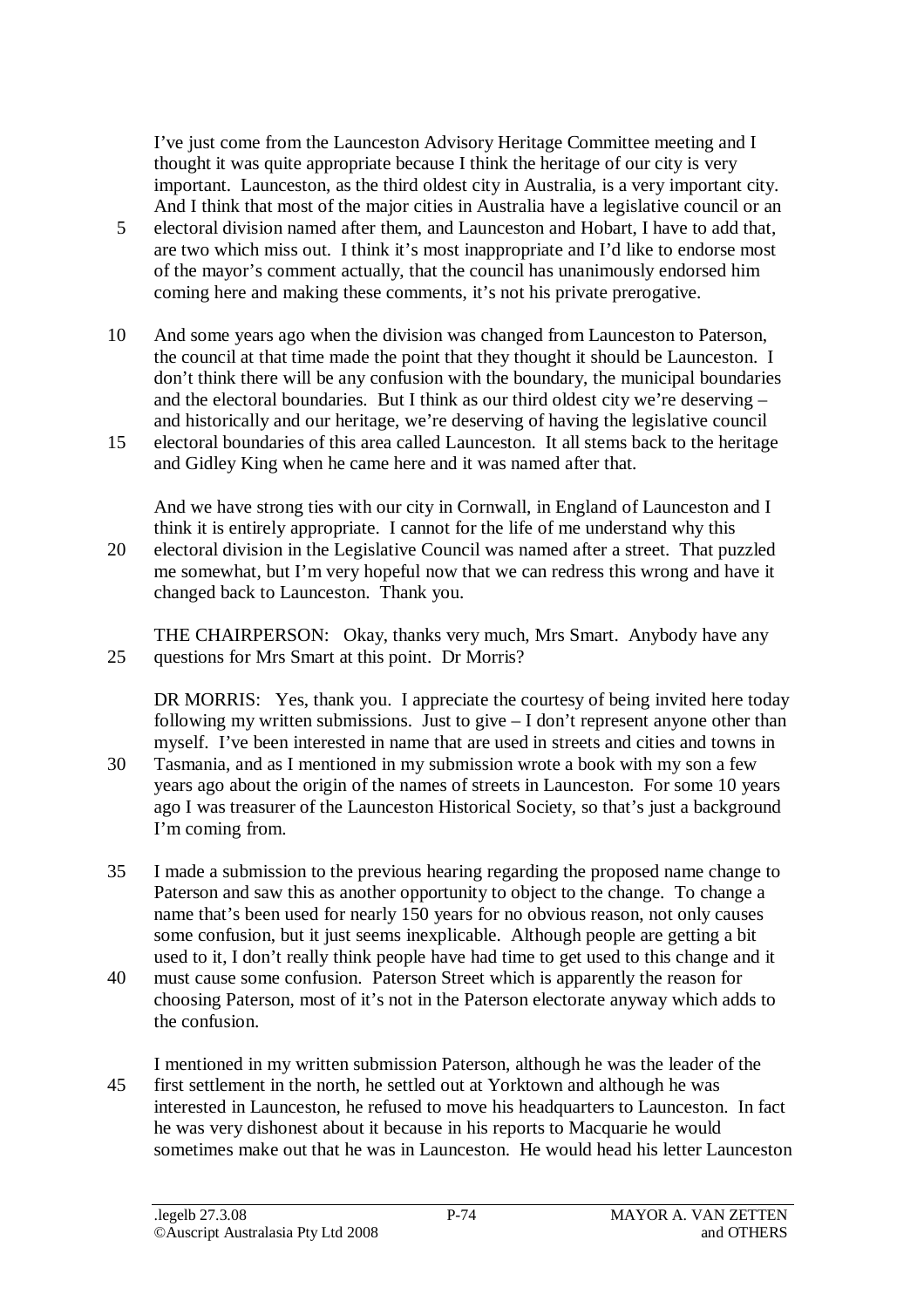I've just come from the Launceston Advisory Heritage Committee meeting and I thought it was quite appropriate because I think the heritage of our city is very important. Launceston, as the third oldest city in Australia, is a very important city. And I think that most of the major cities in Australia have a legislative council or an electoral division named after them, and Launceston and Hobart, I have to add that, are two which miss out. I think it's most inappropriate and I'd like to endorse most of the mayor's comment actually, that the council has unanimously endorsed him coming here and making these comments, it's not his private prerogative.

And some years ago when the division was changed from Launceston to Paterson, the council at that time made the point that they thought it should be Launceston. I don't think there will be any confusion with the boundary, the municipal boundaries and the electoral boundaries. But I think as our third oldest city we're deserving – and historically and our heritage, we're deserving of having the legislative council electoral boundaries of this area called Launceston. It all stems back to the heritage and Gidley King when he came here and it was named after that.

And we have strong ties with our city in Cornwall, in England of Launceston and I think it is entirely appropriate. I cannot for the life of me understand why this electoral division in the Legislative Council was named after a street. That puzzled me somewhat, but I'm very hopeful now that we can redress this wrong and have it changed back to Launceston. Thank you.

THE CHAIRPERSON: Okay, thanks very much, Mrs Smart. Anybody have any questions for Mrs Smart at this point. Dr Morris?

DR MORRIS: Yes, thank you. I appreciate the courtesy of being invited here today following my written submissions. Just to give – I don't represent anyone other than myself. I've been interested in name that are used in streets and cities and towns in Tasmania, and as I mentioned in my submission wrote a book with my son a few years ago about the origin of the names of streets in Launceston. For some 10 years ago I was treasurer of the Launceston Historical Society, so that's just a background I'm coming from.

I made a submission to the previous hearing regarding the proposed name change to Paterson and saw this as another opportunity to object to the change. To change a name that's been used for nearly 150 years for no obvious reason, not only causes some confusion, but it just seems inexplicable. Although people are getting a bit used to it, I don't really think people have had time to get used to this change and it must cause some confusion. Paterson Street which is apparently the reason for choosing Paterson, most of it's not in the Paterson electorate anyway which adds to the confusion.

I mentioned in my written submission Paterson, although he was the leader of the first settlement in the north, he settled out at Yorktown and although he was interested in Launceston, he refused to move his headquarters to Launceston. In fact he was very dishonest about it because in his reports to Macquarie he would sometimes make out that he was in Launceston. He would head his letter Launceston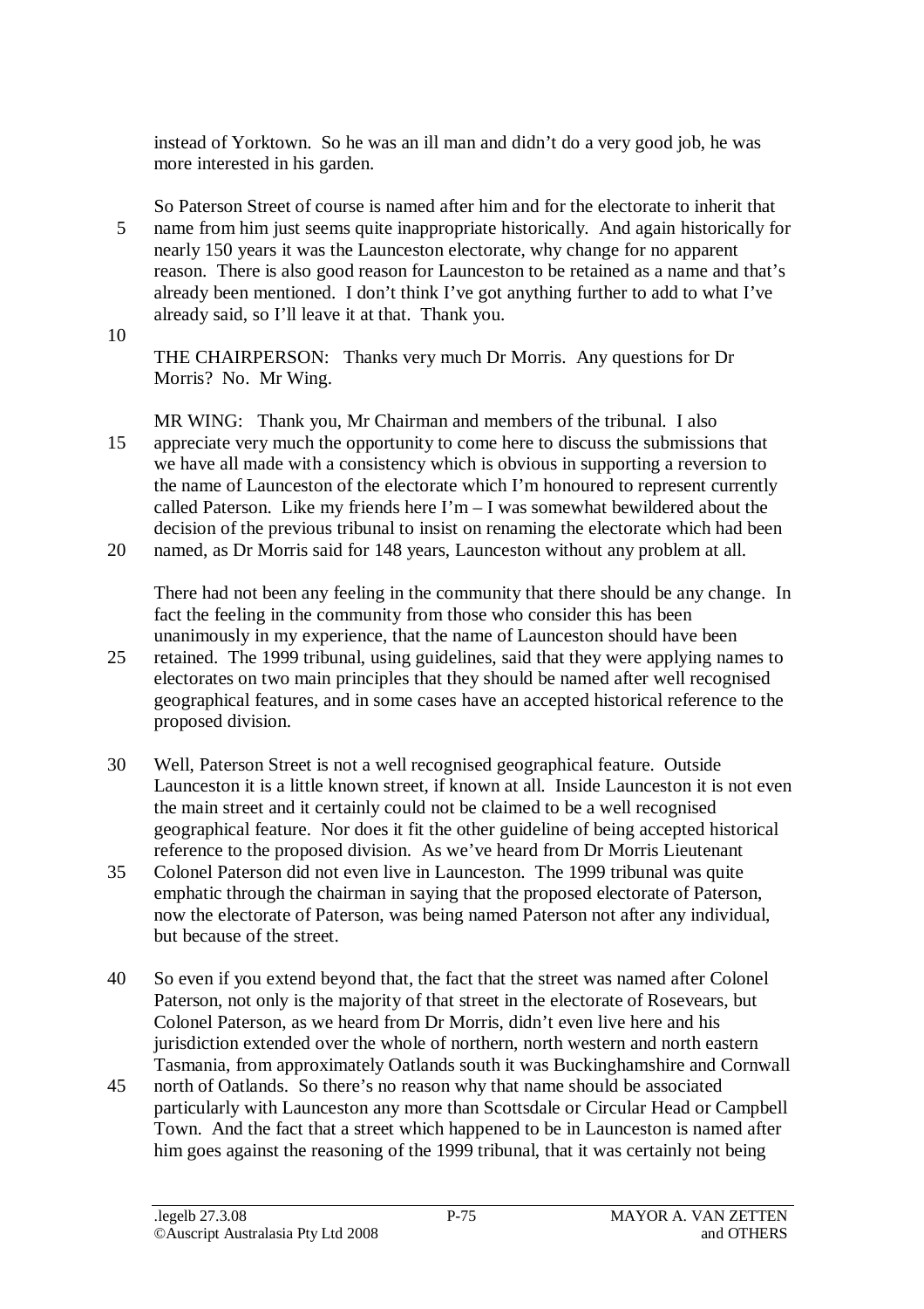instead of Yorktown. So he was an ill man and didn't do a very good job, he was more interested in his garden.

So Paterson Street of course is named after him and for the electorate to inherit that name from him just seems quite inappropriate historically. And again historically for nearly 150 years it was the Launceston electorate, why change for no apparent reason. There is also good reason for Launceston to be retained as a name and that's already been mentioned. I don't think I've got anything further to add to what I've already said, so I'll leave it at that. Thank you.

THE CHAIRPERSON: Thanks very much Dr Morris. Any questions for Dr Morris? No. Mr Wing.

MR WING: Thank you, Mr Chairman and members of the tribunal. I also appreciate very much the opportunity to come here to discuss the submissions that we have all made with a consistency which is obvious in supporting a reversion to the name of Launceston of the electorate which I'm honoured to represent currently called Paterson. Like my friends here I'm – I was somewhat bewildered about the decision of the previous tribunal to insist on renaming the electorate which had been named, as Dr Morris said for 148 years, Launceston without any problem at all.

There had not been any feeling in the community that there should be any change. In fact the feeling in the community from those who consider this has been unanimously in my experience, that the name of Launceston should have been retained. The 1999 tribunal, using guidelines, said that they were applying names to electorates on two main principles that they should be named after well recognised geographical features, and in some cases have an accepted historical reference to the proposed division.

Well, Paterson Street is not a well recognised geographical feature. Outside Launceston it is a little known street, if known at all. Inside Launceston it is not even the main street and it certainly could not be claimed to be a well recognised geographical feature. Nor does it fit the other guideline of being accepted historical reference to the proposed division. As we've heard from Dr Morris Lieutenant Colonel Paterson did not even live in Launceston. The 1999 tribunal was quite emphatic through the chairman in saying that the proposed electorate of Paterson, now the electorate of Paterson, was being named Paterson not after any individual, but because of the street.

So even if you extend beyond that, the fact that the street was named after Colonel Paterson, not only is the majority of that street in the electorate of Rosevears, but Colonel Paterson, as we heard from Dr Morris, didn't even live here and his jurisdiction extended over the whole of northern, north western and north eastern Tasmania, from approximately Oatlands south it was Buckinghamshire and Cornwall north of Oatlands. So there's no reason why that name should be associated particularly with Launceston any more than Scottsdale or Circular Head or Campbell Town. And the fact that a street which happened to be in Launceston is named after him goes against the reasoning of the 1999 tribunal, that it was certainly not being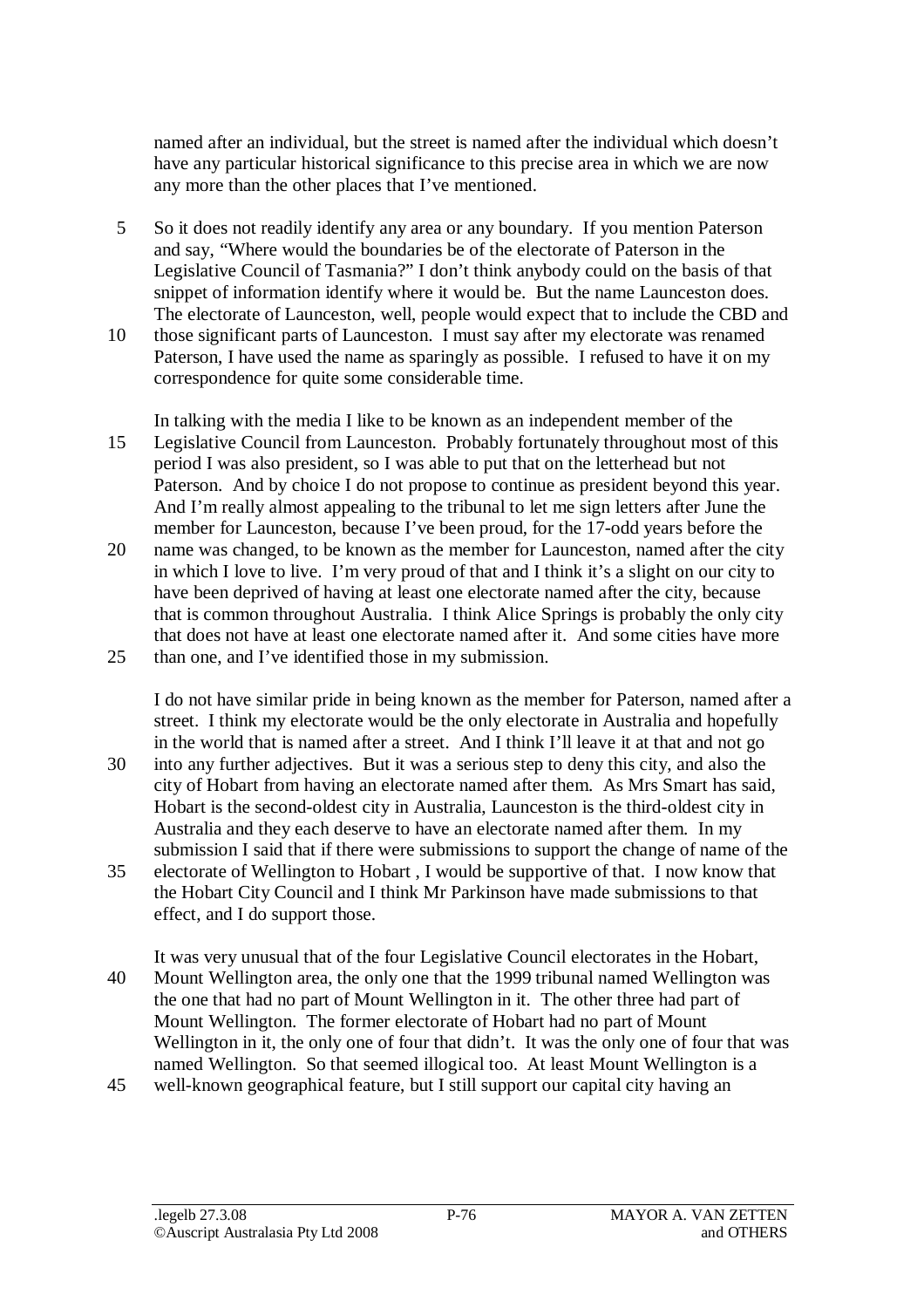named after an individual, but the street is named after the individual which doesn't have any particular historical significance to this precise area in which we are now any more than the other places that I've mentioned.

So it does not readily identify any area or any boundary. If you mention Paterson and say, "Where would the boundaries be of the electorate of Paterson in the Legislative Council of Tasmania?" I don't think anybody could on the basis of that snippet of information identify where it would be. But the name Launceston does. The electorate of Launceston, well, people would expect that to include the CBD and those significant parts of Launceston. I must say after my electorate was renamed Paterson, I have used the name as sparingly as possible. I refused to have it on my correspondence for quite some considerable time.

In talking with the media I like to be known as an independent member of the Legislative Council from Launceston. Probably fortunately throughout most of this period I was also president, so I was able to put that on the letterhead but not Paterson. And by choice I do not propose to continue as president beyond this year. And I'm really almost appealing to the tribunal to let me sign letters after June the member for Launceston, because I've been proud, for the 17-odd years before the name was changed, to be known as the member for Launceston, named after the city in which I love to live. I'm very proud of that and I think it's a slight on our city to have been deprived of having at least one electorate named after the city, because that is common throughout Australia. I think Alice Springs is probably the only city that does not have at least one electorate named after it. And some cities have more than one, and I've identified those in my submission.

I do not have similar pride in being known as the member for Paterson, named after a street. I think my electorate would be the only electorate in Australia and hopefully in the world that is named after a street. And I think I'll leave it at that and not go into any further adjectives. But it was a serious step to deny this city, and also the city of Hobart from having an electorate named after them. As Mrs Smart has said, Hobart is the second-oldest city in Australia, Launceston is the third-oldest city in Australia and they each deserve to have an electorate named after them. In my submission I said that if there were submissions to support the change of name of the electorate of Wellington to Hobart , I would be supportive of that. I now know that the Hobart City Council and I think Mr Parkinson have made submissions to that effect, and I do support those.

It was very unusual that of the four Legislative Council electorates in the Hobart, Mount Wellington area, the only one that the 1999 tribunal named Wellington was the one that had no part of Mount Wellington in it. The other three had part of Mount Wellington. The former electorate of Hobart had no part of Mount Wellington in it, the only one of four that didn't. It was the only one of four that was named Wellington. So that seemed illogical too. At least Mount Wellington is a well-known geographical feature, but I still support our capital city having an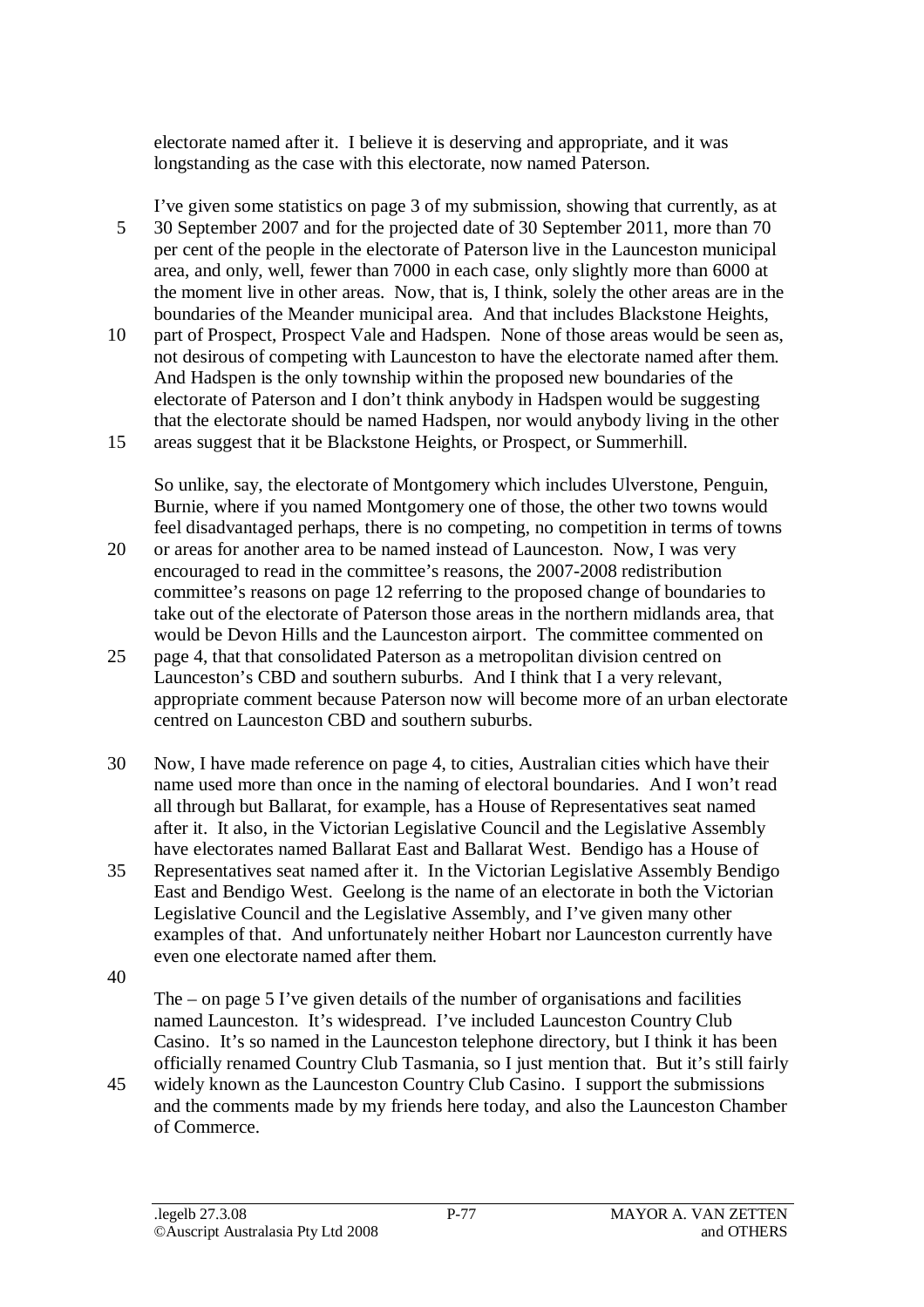electorate named after it. I believe it is deserving and appropriate, and it was longstanding as the case with this electorate, now named Paterson.

I've given some statistics on page 3 of my submission, showing that currently, as at 30 September 2007 and for the projected date of 30 September 2011, more than 70 per cent of the people in the electorate of Paterson live in the Launceston municipal area, and only, well, fewer than 7000 in each case, only slightly more than 6000 at the moment live in other areas. Now, that is, I think, solely the other areas are in the boundaries of the Meander municipal area. And that includes Blackstone Heights, part of Prospect, Prospect Vale and Hadspen. None of those areas would be seen as, not desirous of competing with Launceston to have the electorate named after them. And Hadspen is the only township within the proposed new boundaries of the electorate of Paterson and I don't think anybody in Hadspen would be suggesting that the electorate should be named Hadspen, nor would anybody living in the other areas suggest that it be Blackstone Heights, or Prospect, or Summerhill.

So unlike, say, the electorate of Montgomery which includes Ulverstone, Penguin, Burnie, where if you named Montgomery one of those, the other two towns would feel disadvantaged perhaps, there is no competing, no competition in terms of towns or areas for another area to be named instead of Launceston. Now, I was very encouraged to read in the committee's reasons, the 2007-2008 redistribution committee's reasons on page 12 referring to the proposed change of boundaries to take out of the electorate of Paterson those areas in the northern midlands area, that would be Devon Hills and the Launceston airport. The committee commented on page 4, that that consolidated Paterson as a metropolitan division centred on Launceston's CBD and southern suburbs. And I think that I a very relevant, appropriate comment because Paterson now will become more of an urban electorate centred on Launceston CBD and southern suburbs.

Now, I have made reference on page 4, to cities, Australian cities which have their name used more than once in the naming of electoral boundaries. And I won't read all through but Ballarat, for example, has a House of Representatives seat named after it. It also, in the Victorian Legislative Council and the Legislative Assembly have electorates named Ballarat East and Ballarat West. Bendigo has a House of Representatives seat named after it. In the Victorian Legislative Assembly Bendigo East and Bendigo West. Geelong is the name of an electorate in both the Victorian Legislative Council and the Legislative Assembly, and I've given many other examples of that. And unfortunately neither Hobart nor Launceston currently have even one electorate named after them.

The – on page 5 I've given details of the number of organisations and facilities named Launceston. It's widespread. I've included Launceston Country Club Casino. It's so named in the Launceston telephone directory, but I think it has been officially renamed Country Club Tasmania, so I just mention that. But it's still fairly widely known as the Launceston Country Club Casino. I support the submissions and the comments made by my friends here today, and also the Launceston Chamber of Commerce.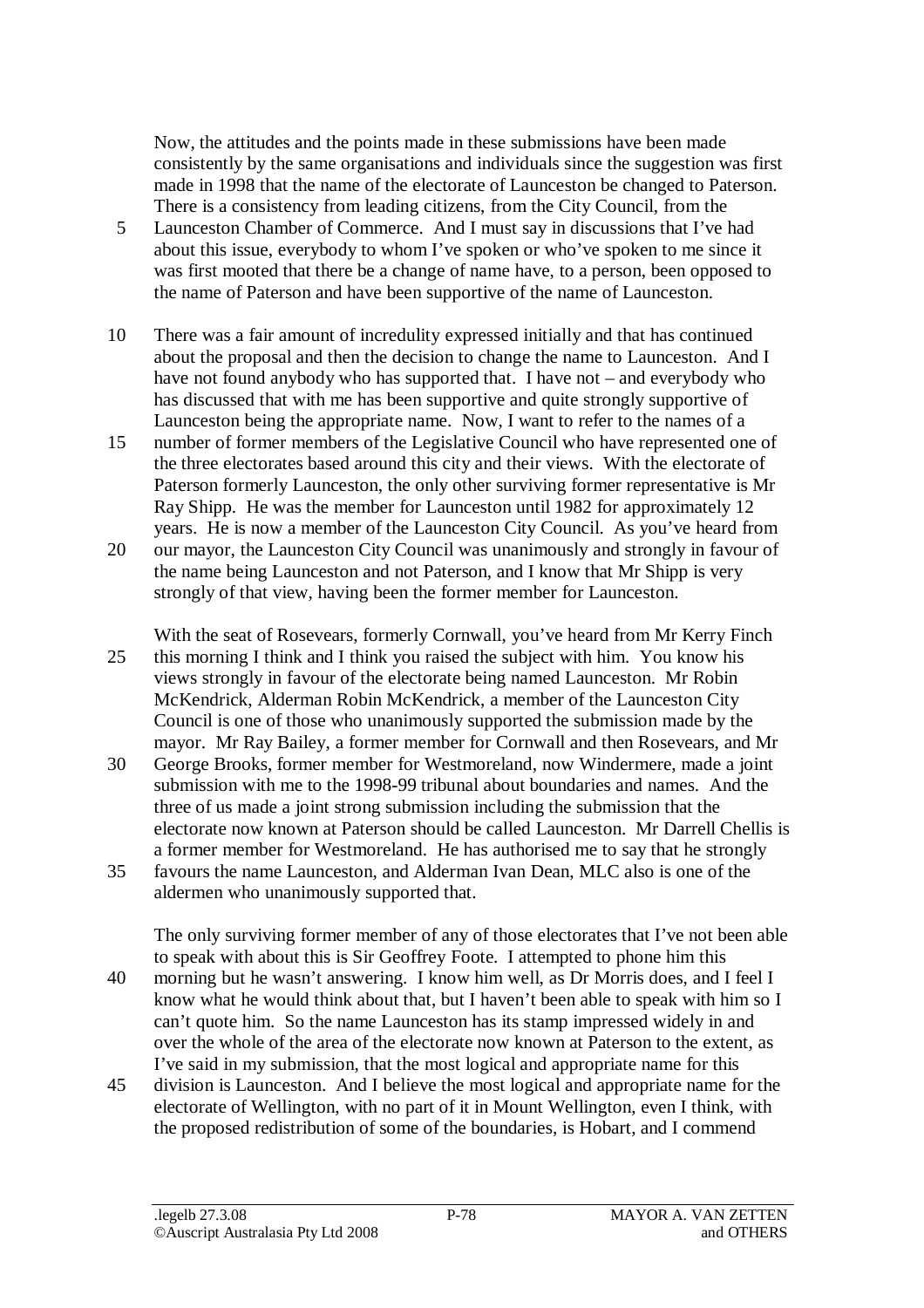Now, the attitudes and the points made in these submissions have been made consistently by the same organisations and individuals since the suggestion was first made in 1998 that the name of the electorate of Launceston be changed to Paterson. There is a consistency from leading citizens, from the City Council, from the Launceston Chamber of Commerce. And I must say in discussions that I've had about this issue, everybody to whom I've spoken or who've spoken to me since it was first mooted that there be a change of name have, to a person, been opposed to the name of Paterson and have been supportive of the name of Launceston.

There was a fair amount of incredulity expressed initially and that has continued about the proposal and then the decision to change the name to Launceston. And I have not found anybody who has supported that. I have not – and everybody who has discussed that with me has been supportive and quite strongly supportive of Launceston being the appropriate name. Now, I want to refer to the names of a number of former members of the Legislative Council who have represented one of the three electorates based around this city and their views. With the electorate of Paterson formerly Launceston, the only other surviving former representative is Mr Ray Shipp. He was the member for Launceston until 1982 for approximately 12 years. He is now a member of the Launceston City Council. As you've heard from our mayor, the Launceston City Council was unanimously and strongly in favour of the name being Launceston and not Paterson, and I know that Mr Shipp is very strongly of that view, having been the former member for Launceston.

With the seat of Rosevears, formerly Cornwall, you've heard from Mr Kerry Finch this morning I think and I think you raised the subject with him. You know his views strongly in favour of the electorate being named Launceston. Mr Robin McKendrick, Alderman Robin McKendrick, a member of the Launceston City Council is one of those who unanimously supported the submission made by the mayor. Mr Ray Bailey, a former member for Cornwall and then Rosevears, and Mr George Brooks, former member for Westmoreland, now Windermere, made a joint submission with me to the 1998-99 tribunal about boundaries and names. And the three of us made a joint strong submission including the submission that the electorate now known at Paterson should be called Launceston. Mr Darrell Chellis is a former member for Westmoreland. He has authorised me to say that he strongly favours the name Launceston, and Alderman Ivan Dean, MLC also is one of the aldermen who unanimously supported that.

The only surviving former member of any of those electorates that I've not been able to speak with about this is Sir Geoffrey Foote. I attempted to phone him this morning but he wasn't answering. I know him well, as Dr Morris does, and I feel I know what he would think about that, but I haven't been able to speak with him so I can't quote him. So the name Launceston has its stamp impressed widely in and over the whole of the area of the electorate now known at Paterson to the extent, as I've said in my submission, that the most logical and appropriate name for this division is Launceston. And I believe the most logical and appropriate name for the electorate of Wellington, with no part of it in Mount Wellington, even I think, with the proposed redistribution of some of the boundaries, is Hobart, and I commend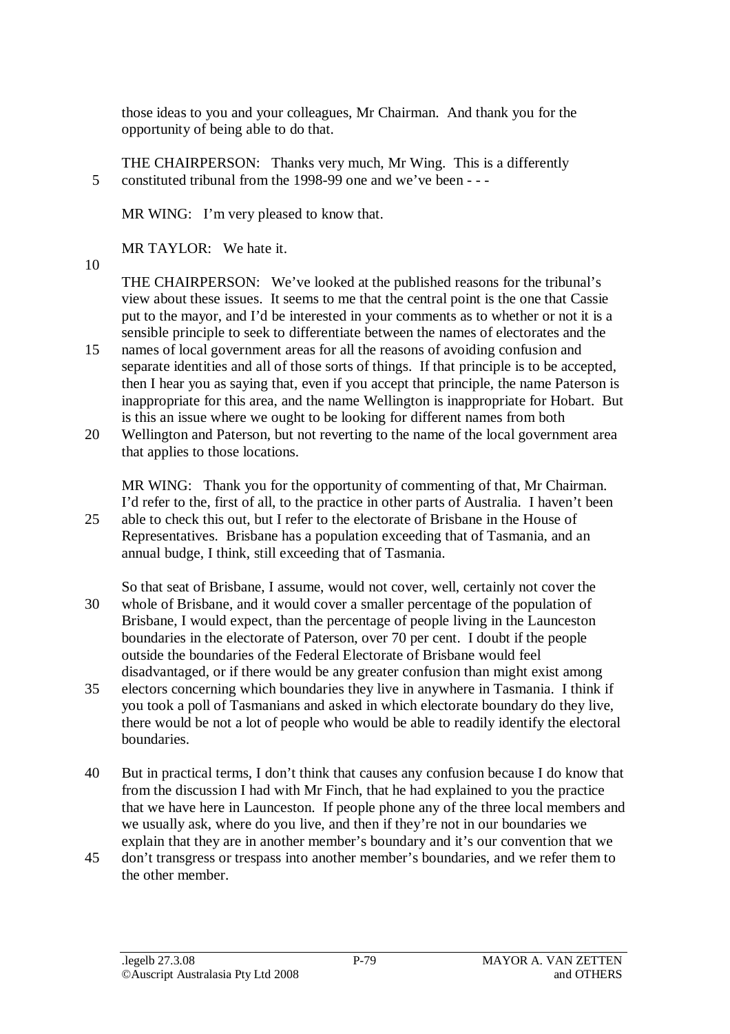those ideas to you and your colleagues, Mr Chairman. And thank you for the opportunity of being able to do that.

THE CHAIRPERSON: Thanks very much, Mr Wing. This is a differently constituted tribunal from the 1998-99 one and we've been - - -

MR WING: I'm very pleased to know that.

MR TAYLOR: We hate it.

THE CHAIRPERSON: We've looked at the published reasons for the tribunal's view about these issues. It seems to me that the central point is the one that Cassie put to the mayor, and I'd be interested in your comments as to whether or not it is a sensible principle to seek to differentiate between the names of electorates and the names of local government areas for all the reasons of avoiding confusion and separate identities and all of those sorts of things. If that principle is to be accepted, then I hear you as saying that, even if you accept that principle, the name Paterson is inappropriate for this area, and the name Wellington is inappropriate for Hobart. But is this an issue where we ought to be looking for different names from both Wellington and Paterson, but not reverting to the name of the local government area that applies to those locations.

MR WING: Thank you for the opportunity of commenting of that, Mr Chairman. I'd refer to the, first of all, to the practice in other parts of Australia. I haven't been able to check this out, but I refer to the electorate of Brisbane in the House of Representatives. Brisbane has a population exceeding that of Tasmania, and an annual budge, I think, still exceeding that of Tasmania.

So that seat of Brisbane, I assume, would not cover, well, certainly not cover the whole of Brisbane, and it would cover a smaller percentage of the population of Brisbane, I would expect, than the percentage of people living in the Launceston boundaries in the electorate of Paterson, over 70 per cent. I doubt if the people outside the boundaries of the Federal Electorate of Brisbane would feel disadvantaged, or if there would be any greater confusion than might exist among electors concerning which boundaries they live in anywhere in Tasmania. I think if you took a poll of Tasmanians and asked in which electorate boundary do they live, there would be not a lot of people who would be able to readily identify the electoral boundaries.

But in practical terms, I don't think that causes any confusion because I do know that from the discussion I had with Mr Finch, that he had explained to you the practice that we have here in Launceston. If people phone any of the three local members and we usually ask, where do you live, and then if they're not in our boundaries we explain that they are in another member's boundary and it's our convention that we don't transgress or trespass into another member's boundaries, and we refer them to the other member.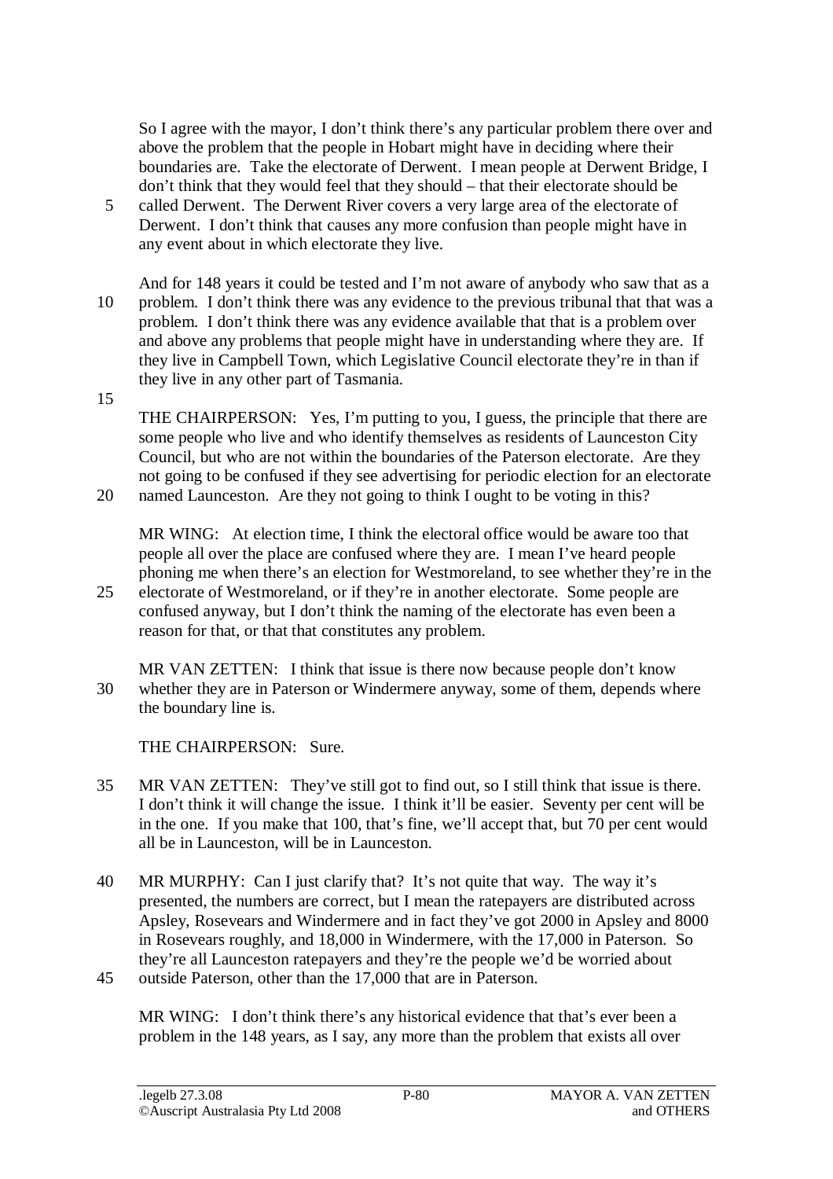So I agree with the mayor, I don't think there's any particular problem there over and above the problem that the people in Hobart might have in deciding where their boundaries are. Take the electorate of Derwent. I mean people at Derwent Bridge, I don't think that they would feel that they should – that their electorate should be called Derwent. The Derwent River covers a very large area of the electorate of Derwent. I don't think that causes any more confusion than people might have in any event about in which electorate they live.

And for 148 years it could be tested and I'm not aware of anybody who saw that as a problem. I don't think there was any evidence to the previous tribunal that that was a problem. I don't think there was any evidence available that that is a problem over and above any problems that people might have in understanding where they are. If they live in Campbell Town, which Legislative Council electorate they're in than if they live in any other part of Tasmania.

THE CHAIRPERSON: Yes, I'm putting to you, I guess, the principle that there are some people who live and who identify themselves as residents of Launceston City Council, but who are not within the boundaries of the Paterson electorate. Are they not going to be confused if they see advertising for periodic election for an electorate named Launceston. Are they not going to think I ought to be voting in this?

MR WING: At election time, I think the electoral office would be aware too that people all over the place are confused where they are. I mean I've heard people phoning me when there's an election for Westmoreland, to see whether they're in the electorate of Westmoreland, or if they're in another electorate. Some people are confused anyway, but I don't think the naming of the electorate has even been a reason for that, or that that constitutes any problem.

MR VAN ZETTEN: I think that issue is there now because people don't know whether they are in Paterson or Windermere anyway, some of them, depends where the boundary line is.

THE CHAIRPERSON: Sure.

MR VAN ZETTEN: They've still got to find out, so I still think that issue is there. I don't think it will change the issue. I think it'll be easier. Seventy per cent will be in the one. If you make that 100, that's fine, we'll accept that, but 70 per cent would all be in Launceston, will be in Launceston.

MR MURPHY: Can I just clarify that? It's not quite that way. The way it's presented, the numbers are correct, but I mean the ratepayers are distributed across Apsley, Rosevears and Windermere and in fact they've got 2000 in Apsley and 8000 in Rosevears roughly, and 18,000 in Windermere, with the 17,000 in Paterson. So they're all Launceston ratepayers and they're the people we'd be worried about outside Paterson, other than the 17,000 that are in Paterson.

MR WING: I don't think there's any historical evidence that that's ever been a problem in the 148 years, as I say, any more than the problem that exists all over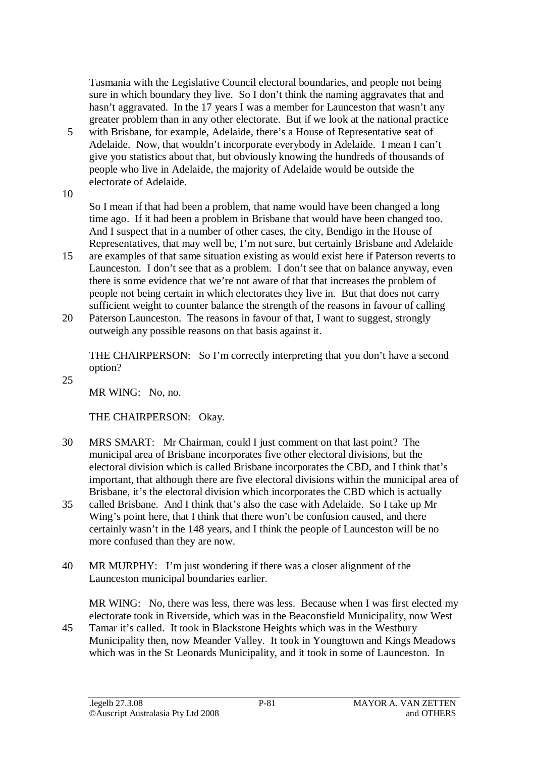Tasmania with the Legislative Council electoral boundaries, and people not being sure in which boundary they live. So I don't think the naming aggravates that and hasn't aggravated. In the 17 years I was a member for Launceston that wasn't any greater problem than in any other electorate. But if we look at the national practice with Brisbane, for example, Adelaide, there's a House of Representative seat of Adelaide. Now, that wouldn't incorporate everybody in Adelaide. I mean I can't give you statistics about that, but obviously knowing the hundreds of thousands of people who live in Adelaide, the majority of Adelaide would be outside the electorate of Adelaide.

So I mean if that had been a problem, that name would have been changed a long time ago. If it had been a problem in Brisbane that would have been changed too. And I suspect that in a number of other cases, the city, Bendigo in the House of Representatives, that may well be, I'm not sure, but certainly Brisbane and Adelaide are examples of that same situation existing as would exist here if Paterson reverts to Launceston. I don't see that as a problem. I don't see that on balance anyway, even there is some evidence that we're not aware of that that increases the problem of people not being certain in which electorates they live in. But that does not carry sufficient weight to counter balance the strength of the reasons in favour of calling Paterson Launceston. The reasons in favour of that, I want to suggest, strongly outweigh any possible reasons on that basis against it.

THE CHAIRPERSON: So I'm correctly interpreting that you don't have a second option?

MR WING: No, no.

THE CHAIRPERSON: Okay.

MRS SMART: Mr Chairman, could I just comment on that last point? The municipal area of Brisbane incorporates five other electoral divisions, but the electoral division which is called Brisbane incorporates the CBD, and I think that's important, that although there are five electoral divisions within the municipal area of Brisbane, it's the electoral division which incorporates the CBD which is actually called Brisbane. And I think that's also the case with Adelaide. So I take up Mr Wing's point here, that I think that there won't be confusion caused, and there certainly wasn't in the 148 years, and I think the people of Launceston will be no more confused than they are now.

MR MURPHY: I'm just wondering if there was a closer alignment of the Launceston municipal boundaries earlier.

MR WING: No, there was less, there was less. Because when I was first elected my electorate took in Riverside, which was in the Beaconsfield Municipality, now West Tamar it's called. It took in Blackstone Heights which was in the Westbury Municipality then, now Meander Valley. It took in Youngtown and Kings Meadows which was in the St Leonards Municipality, and it took in some of Launceston. In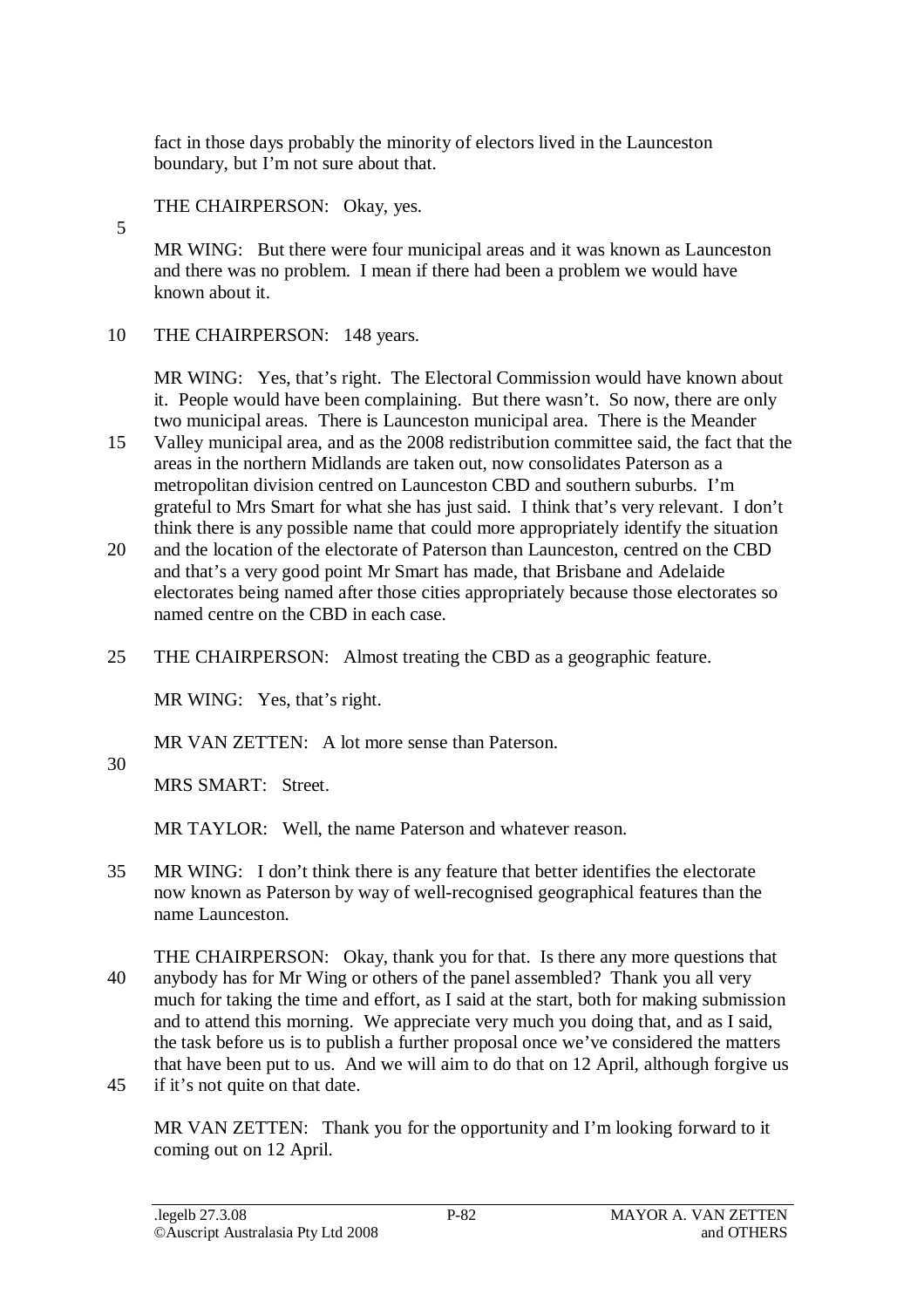fact in those days probably the minority of electors lived in the Launceston boundary, but I'm not sure about that.

THE CHAIRPERSON: Okay, yes.

MR WING: But there were four municipal areas and it was known as Launceston and there was no problem. I mean if there had been a problem we would have known about it.

THE CHAIRPERSON: 148 years.

MR WING: Yes, that's right. The Electoral Commission would have known about it. People would have been complaining. But there wasn't. So now, there are only two municipal areas. There is Launceston municipal area. There is the Meander Valley municipal area, and as the 2008 redistribution committee said, the fact that the areas in the northern Midlands are taken out, now consolidates Paterson as a metropolitan division centred on Launceston CBD and southern suburbs. I'm grateful to Mrs Smart for what she has just said. I think that's very relevant. I don't think there is any possible name that could more appropriately identify the situation and the location of the electorate of Paterson than Launceston, centred on the CBD and that's a very good point Mr Smart has made, that Brisbane and Adelaide electorates being named after those cities appropriately because those electorates so named centre on the CBD in each case.

THE CHAIRPERSON: Almost treating the CBD as a geographic feature.

MR WING: Yes, that's right.

MR VAN ZETTEN: A lot more sense than Paterson.

MRS SMART: Street.

MR TAYLOR: Well, the name Paterson and whatever reason.

MR WING: I don't think there is any feature that better identifies the electorate now known as Paterson by way of well-recognised geographical features than the name Launceston.

THE CHAIRPERSON: Okay, thank you for that. Is there any more questions that anybody has for Mr Wing or others of the panel assembled? Thank you all very much for taking the time and effort, as I said at the start, both for making submission and to attend this morning. We appreciate very much you doing that, and as I said, the task before us is to publish a further proposal once we've considered the matters that have been put to us. And we will aim to do that on 12 April, although forgive us if it's not quite on that date.

MR VAN ZETTEN: Thank you for the opportunity and I'm looking forward to it coming out on 12 April.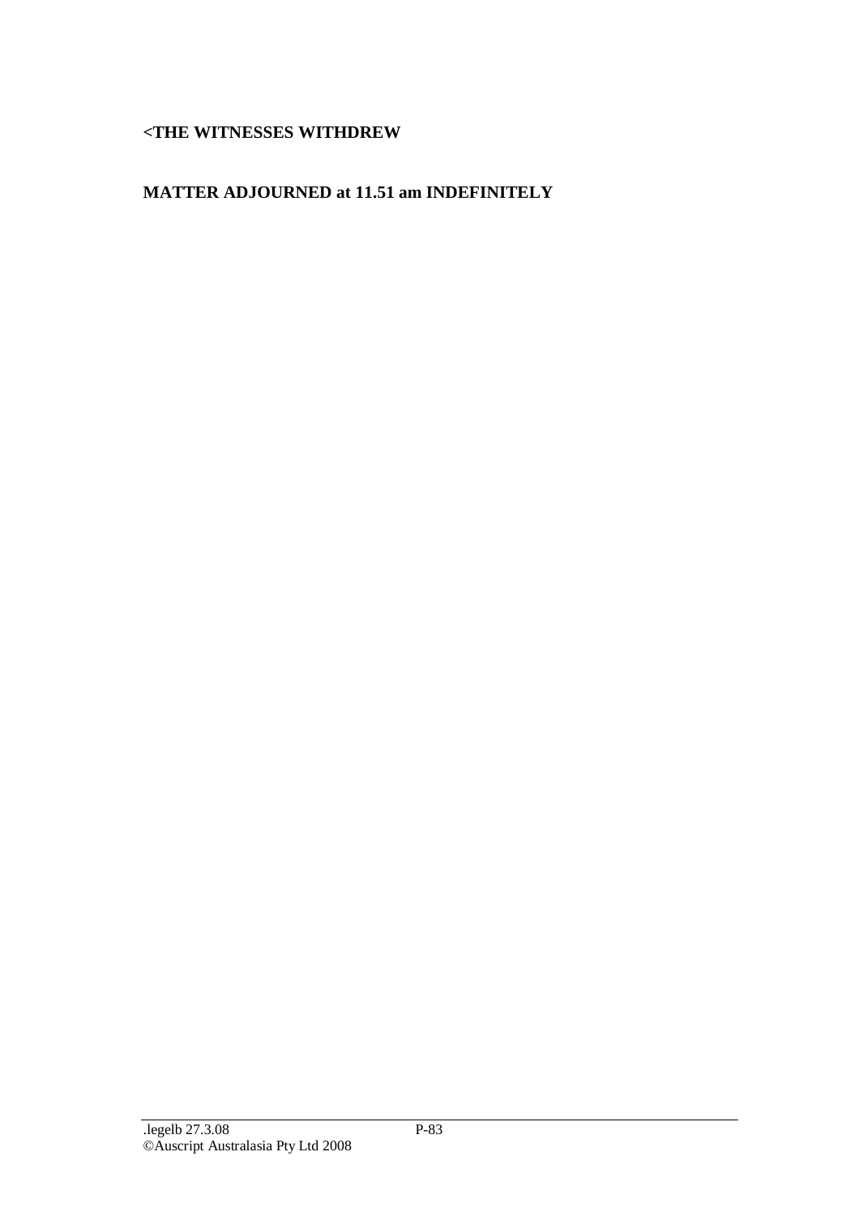**<THE WITNESSES WITHDREW**

**MATTER ADJOURNED at 11.51 am INDEFINITELY**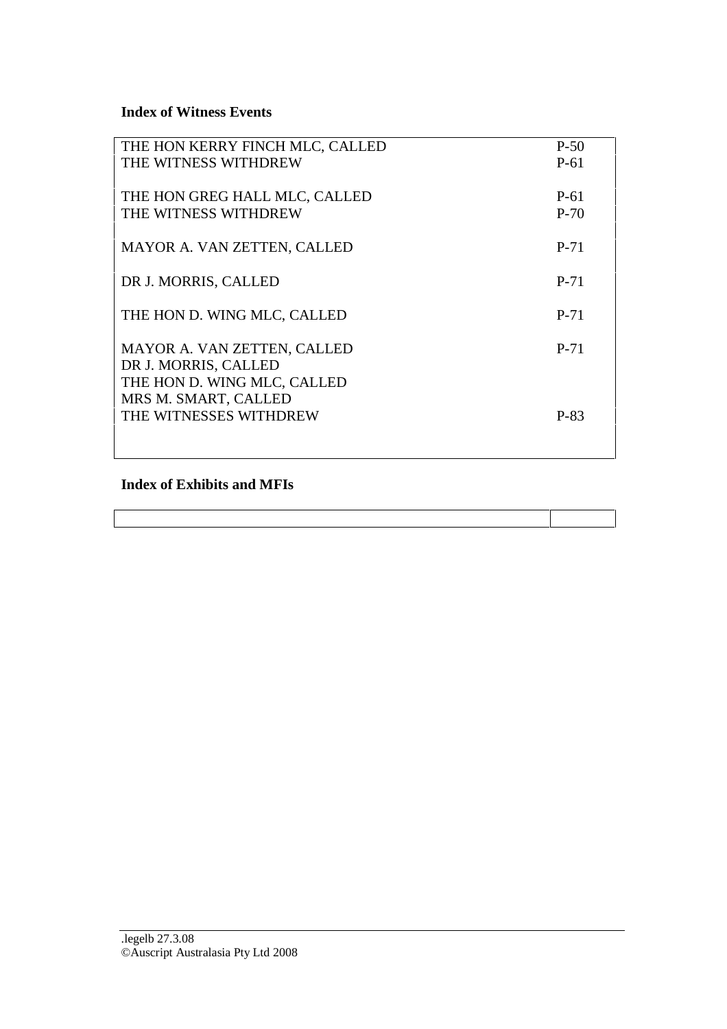**Index of Witness Events**

| | |
|---|---|
| THE HON KERRY FINCH MLC, CALLED | P-50 |
| THE WITNESS WITHDREW | P-61 |
| | |
| THE HON GREG HALL MLC, CALLED | P-61 |
| THE WITNESS WITHDREW | P-70 |
| | |
| MAYOR A. VAN ZETTEN, CALLED | P-71 |
| | |
| DR J. MORRIS, CALLED | P-71 |
| | |
| THE HON D. WING MLC, CALLED | P-71 |
| | |
| MAYOR A. VAN ZETTEN, CALLED | P-71 |
| DR J. MORRIS, CALLED | |
| THE HON D. WING MLC, CALLED | |
| MRS M. SMART, CALLED | |
| THE WITNESSES WITHDREW | P-83 |

**Index of Exhibits and MFIs**

| | |
|---|---|
| | |

.legelb 27.3.08
©Auscript Australasia Pty Ltd 2008